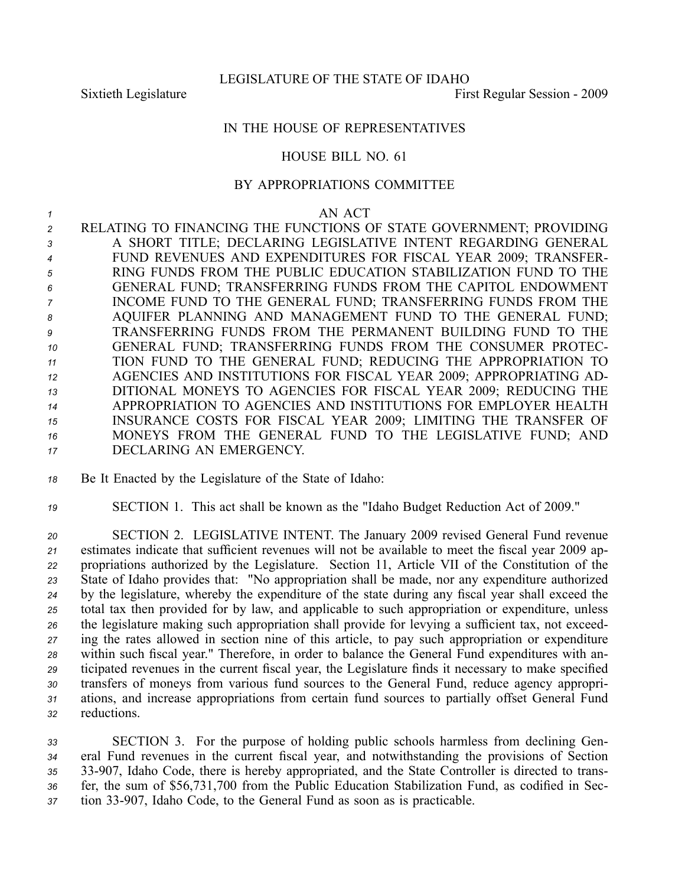LEGISLATURE OF THE STATE OF IDAHO

Sixtieth Legislature First Regular Session - 2009

IN THE HOUSE OF REPRESENTATIVES

HOUSE BILL NO. 61

BY APPROPRIATIONS COMMITTEE

AN ACT

RELATING TO FINANCING THE FUNCTIONS OF STATE GOVERNMENT; PROVIDING A SHORT TITLE; DECLARING LEGISLATIVE INTENT REGARDING GENERAL FUND REVENUES AND EXPENDITURES FOR FISCAL YEAR 2009; TRANSFERRING FUNDS FROM THE PUBLIC EDUCATION STABILIZATION FUND TO THE GENERAL FUND; TRANSFERRING FUNDS FROM THE CAPITOL ENDOWMENT INCOME FUND TO THE GENERAL FUND; TRANSFERRING FUNDS FROM THE AQUIFER PLANNING AND MANAGEMENT FUND TO THE GENERAL FUND; TRANSFERRING FUNDS FROM THE PERMANENT BUILDING FUND TO THE GENERAL FUND; TRANSFERRING FUNDS FROM THE CONSUMER PROTECTION FUND TO THE GENERAL FUND; REDUCING THE APPROPRIATION TO AGENCIES AND INSTITUTIONS FOR FISCAL YEAR 2009; APPROPRIATING ADDITIONAL MONEYS TO AGENCIES FOR FISCAL YEAR 2009; REDUCING THE APPROPRIATION TO AGENCIES AND INSTITUTIONS FOR EMPLOYER HEALTH INSURANCE COSTS FOR FISCAL YEAR 2009; LIMITING THE TRANSFER OF MONEYS FROM THE GENERAL FUND TO THE LEGISLATIVE FUND; AND DECLARING AN EMERGENCY.

Be It Enacted by the Legislature of the State of Idaho:

SECTION 1. This act shall be known as the "Idaho Budget Reduction Act of 2009."

SECTION 2. LEGISLATIVE INTENT. The January 2009 revised General Fund revenue estimates indicate that sufficient revenues will not be available to meet the fiscal year 2009 appropriations authorized by the Legislature. Section 11, Article VII of the Constitution of the State of Idaho provides that: "No appropriation shall be made, nor any expenditure authorized by the legislature, whereby the expenditure of the state during any fiscal year shall exceed the total tax then provided for by law, and applicable to such appropriation or expenditure, unless the legislature making such appropriation shall provide for levying a sufficient tax, not exceeding the rates allowed in section nine of this article, to pay such appropriation or expenditure within such fiscal year." Therefore, in order to balance the General Fund expenditures with anticipated revenues in the current fiscal year, the Legislature finds it necessary to make specified transfers of moneys from various fund sources to the General Fund, reduce agency appropriations, and increase appropriations from certain fund sources to partially offset General Fund reductions.

SECTION 3. For the purpose of holding public schools harmless from declining General Fund revenues in the current fiscal year, and notwithstanding the provisions of Section 33-907, Idaho Code, there is hereby appropriated, and the State Controller is directed to transfer, the sum of $56,731,700 from the Public Education Stabilization Fund, as codified in Section 33-907, Idaho Code, to the General Fund as soon as is practicable.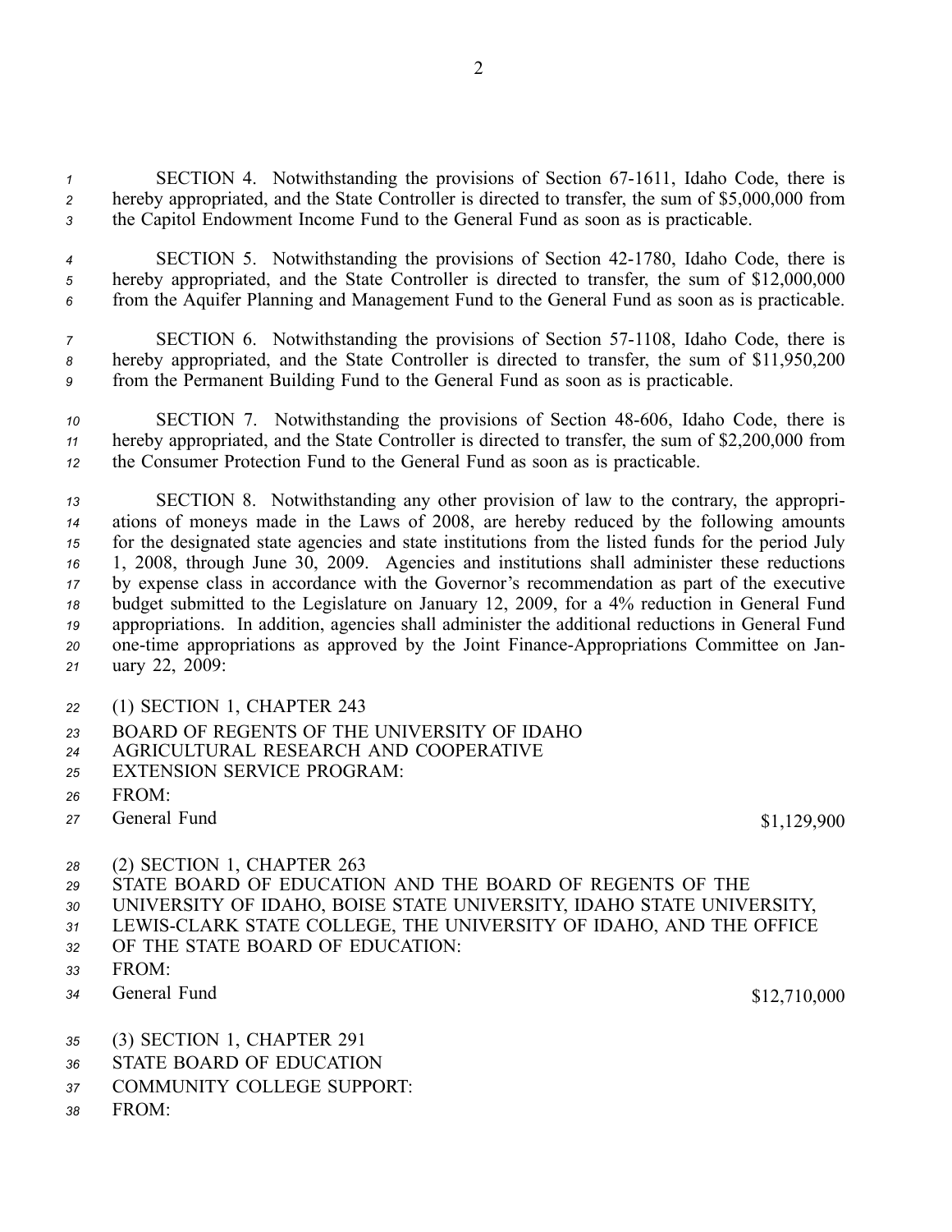SECTION 4. Notwithstanding the provisions of Section 67-1611, Idaho Code, there is hereby appropriated, and the State Controller is directed to transfer, the sum of $5,000,000 from the Capitol Endowment Income Fund to the General Fund as soon as is practicable.

SECTION 5. Notwithstanding the provisions of Section 42-1780, Idaho Code, there is hereby appropriated, and the State Controller is directed to transfer, the sum of $12,000,000 from the Aquifer Planning and Management Fund to the General Fund as soon as is practicable.

SECTION 6. Notwithstanding the provisions of Section 57-1108, Idaho Code, there is hereby appropriated, and the State Controller is directed to transfer, the sum of $11,950,200 from the Permanent Building Fund to the General Fund as soon as is practicable.

SECTION 7. Notwithstanding the provisions of Section 48-606, Idaho Code, there is hereby appropriated, and the State Controller is directed to transfer, the sum of $2,200,000 from the Consumer Protection Fund to the General Fund as soon as is practicable.

SECTION 8. Notwithstanding any other provision of law to the contrary, the appropriations of moneys made in the Laws of 2008, are hereby reduced by the following amounts for the designated state agencies and state institutions from the listed funds for the period July 1, 2008, through June 30, 2009. Agencies and institutions shall administer these reductions by expense class in accordance with the Governor's recommendation as part of the executive budget submitted to the Legislature on January 12, 2009, for a 4% reduction in General Fund appropriations. In addition, agencies shall administer the additional reductions in General Fund one-time appropriations as approved by the Joint Finance-Appropriations Committee on January 22, 2009:

(1) SECTION 1, CHAPTER 243
BOARD OF REGENTS OF THE UNIVERSITY OF IDAHO
AGRICULTURAL RESEARCH AND COOPERATIVE
EXTENSION SERVICE PROGRAM:
FROM:
General Fund $1,129,900

(2) SECTION 1, CHAPTER 263
STATE BOARD OF EDUCATION AND THE BOARD OF REGENTS OF THE
UNIVERSITY OF IDAHO, BOISE STATE UNIVERSITY, IDAHO STATE UNIVERSITY,
LEWIS-CLARK STATE COLLEGE, THE UNIVERSITY OF IDAHO, AND THE OFFICE
OF THE STATE BOARD OF EDUCATION:
FROM:
General Fund $12,710,000

(3) SECTION 1, CHAPTER 291
STATE BOARD OF EDUCATION
COMMUNITY COLLEGE SUPPORT:
FROM: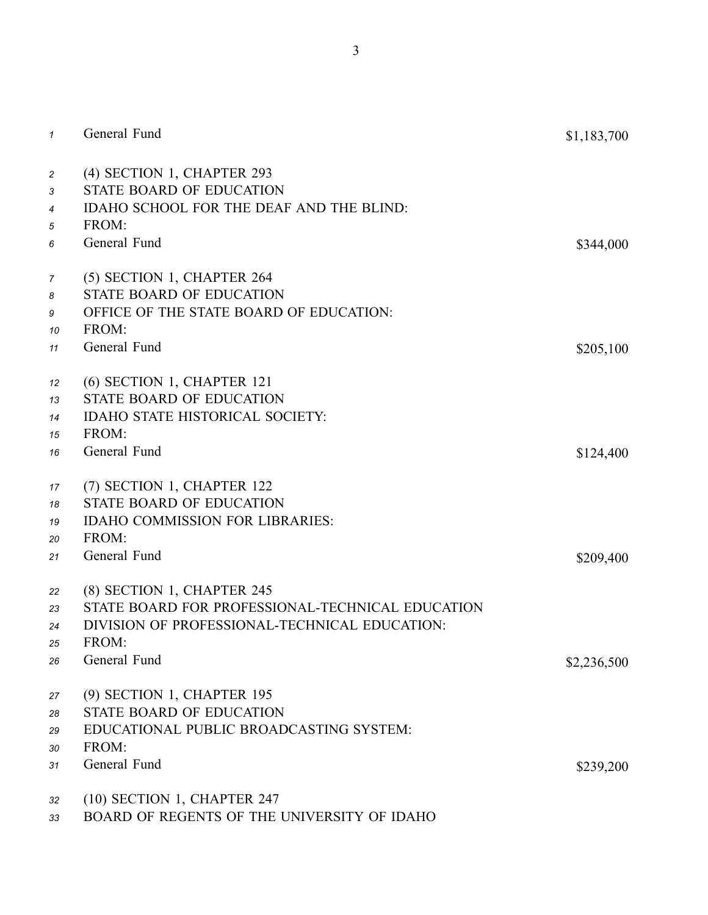General Fund $1,183,700

(4) SECTION 1, CHAPTER 293
STATE BOARD OF EDUCATION
IDAHO SCHOOL FOR THE DEAF AND THE BLIND:
FROM:
General Fund $344,000

(5) SECTION 1, CHAPTER 264
STATE BOARD OF EDUCATION
OFFICE OF THE STATE BOARD OF EDUCATION:
FROM:
General Fund $205,100

(6) SECTION 1, CHAPTER 121
STATE BOARD OF EDUCATION
IDAHO STATE HISTORICAL SOCIETY:
FROM:
General Fund $124,400

(7) SECTION 1, CHAPTER 122
STATE BOARD OF EDUCATION
IDAHO COMMISSION FOR LIBRARIES:
FROM:
General Fund $209,400

(8) SECTION 1, CHAPTER 245
STATE BOARD FOR PROFESSIONAL-TECHNICAL EDUCATION
DIVISION OF PROFESSIONAL-TECHNICAL EDUCATION:
FROM:
General Fund $2,236,500

(9) SECTION 1, CHAPTER 195
STATE BOARD OF EDUCATION
EDUCATIONAL PUBLIC BROADCASTING SYSTEM:
FROM:
General Fund $239,200

(10) SECTION 1, CHAPTER 247
BOARD OF REGENTS OF THE UNIVERSITY OF IDAHO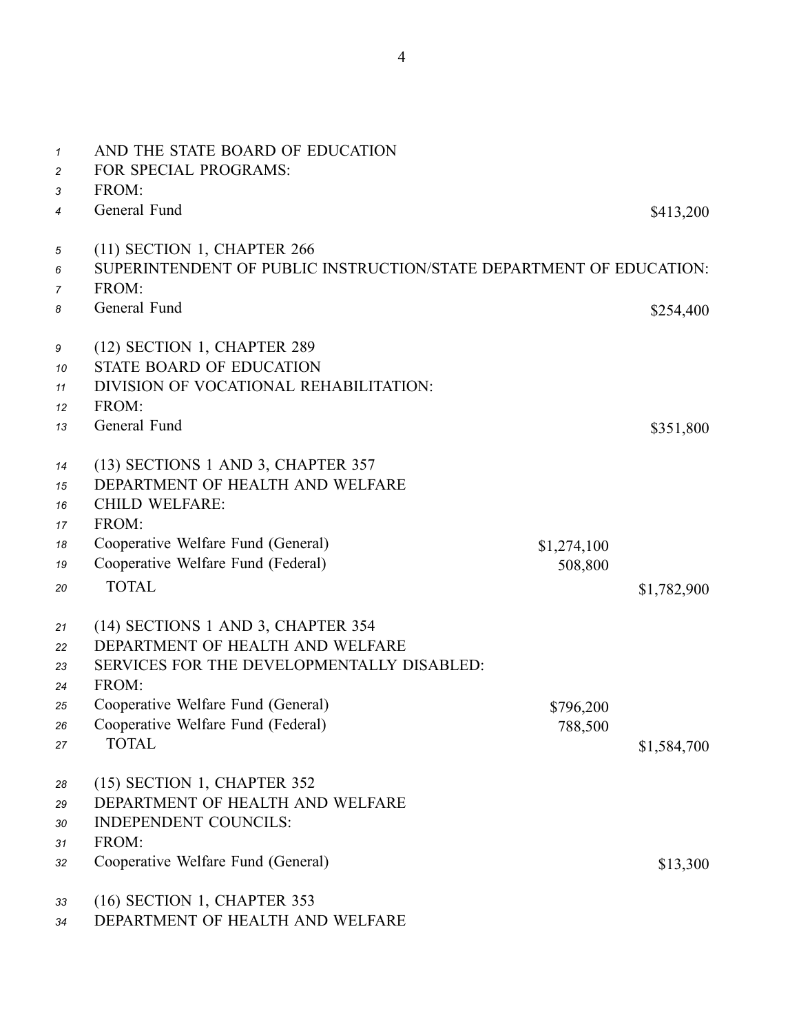AND THE STATE BOARD OF EDUCATION
FOR SPECIAL PROGRAMS:
FROM:

| | | |
|---|---|---|
| General Fund | | $413,200 |

(11) SECTION 1, CHAPTER 266
SUPERINTENDENT OF PUBLIC INSTRUCTION/STATE DEPARTMENT OF EDUCATION:
FROM:

| | | |
|---|---|---|
| General Fund | | $254,400 |

(12) SECTION 1, CHAPTER 289
STATE BOARD OF EDUCATION
DIVISION OF VOCATIONAL REHABILITATION:
FROM:

| | | |
|---|---|---|
| General Fund | | $351,800 |

(13) SECTIONS 1 AND 3, CHAPTER 357
DEPARTMENT OF HEALTH AND WELFARE
CHILD WELFARE:
FROM:

| | | |
|---|---|---|
| Cooperative Welfare Fund (General) | $1,274,100 | |
| Cooperative Welfare Fund (Federal) | 508,800 | |
| TOTAL | | $1,782,900 |

(14) SECTIONS 1 AND 3, CHAPTER 354
DEPARTMENT OF HEALTH AND WELFARE
SERVICES FOR THE DEVELOPMENTALLY DISABLED:
FROM:

| | | |
|---|---|---|
| Cooperative Welfare Fund (General) | $796,200 | |
| Cooperative Welfare Fund (Federal) | 788,500 | |
| TOTAL | | $1,584,700 |

(15) SECTION 1, CHAPTER 352
DEPARTMENT OF HEALTH AND WELFARE
INDEPENDENT COUNCILS:
FROM:

| | | |
|---|---|---|
| Cooperative Welfare Fund (General) | | $13,300 |

(16) SECTION 1, CHAPTER 353
DEPARTMENT OF HEALTH AND WELFARE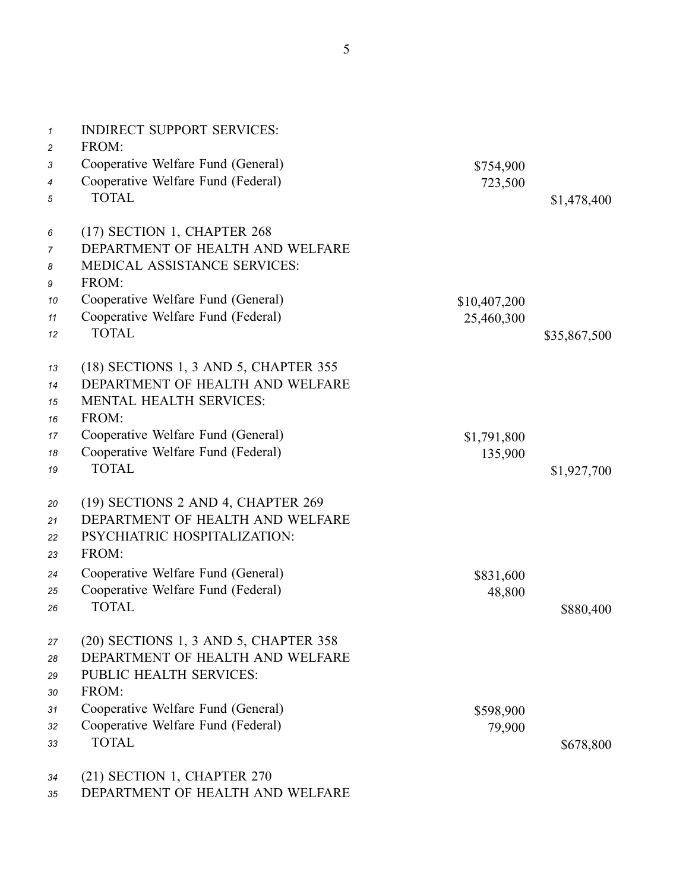INDIRECT SUPPORT SERVICES:
FROM:

| | | |
|---|---|---|
| Cooperative Welfare Fund (General) | $754,900 | |
| Cooperative Welfare Fund (Federal) | 723,500 | |
| TOTAL | | $1,478,400 |

(17) SECTION 1, CHAPTER 268
DEPARTMENT OF HEALTH AND WELFARE
MEDICAL ASSISTANCE SERVICES:
FROM:

| | | |
|---|---|---|
| Cooperative Welfare Fund (General) | $10,407,200 | |
| Cooperative Welfare Fund (Federal) | 25,460,300 | |
| TOTAL | | $35,867,500 |

(18) SECTIONS 1, 3 AND 5, CHAPTER 355
DEPARTMENT OF HEALTH AND WELFARE
MENTAL HEALTH SERVICES:
FROM:

| | | |
|---|---|---|
| Cooperative Welfare Fund (General) | $1,791,800 | |
| Cooperative Welfare Fund (Federal) | 135,900 | |
| TOTAL | | $1,927,700 |

(19) SECTIONS 2 AND 4, CHAPTER 269
DEPARTMENT OF HEALTH AND WELFARE
PSYCHIATRIC HOSPITALIZATION:
FROM:

| | | |
|---|---|---|
| Cooperative Welfare Fund (General) | $831,600 | |
| Cooperative Welfare Fund (Federal) | 48,800 | |
| TOTAL | | $880,400 |

(20) SECTIONS 1, 3 AND 5, CHAPTER 358
DEPARTMENT OF HEALTH AND WELFARE
PUBLIC HEALTH SERVICES:
FROM:

| | | |
|---|---|---|
| Cooperative Welfare Fund (General) | $598,900 | |
| Cooperative Welfare Fund (Federal) | 79,900 | |
| TOTAL | | $678,800 |

(21) SECTION 1, CHAPTER 270
DEPARTMENT OF HEALTH AND WELFARE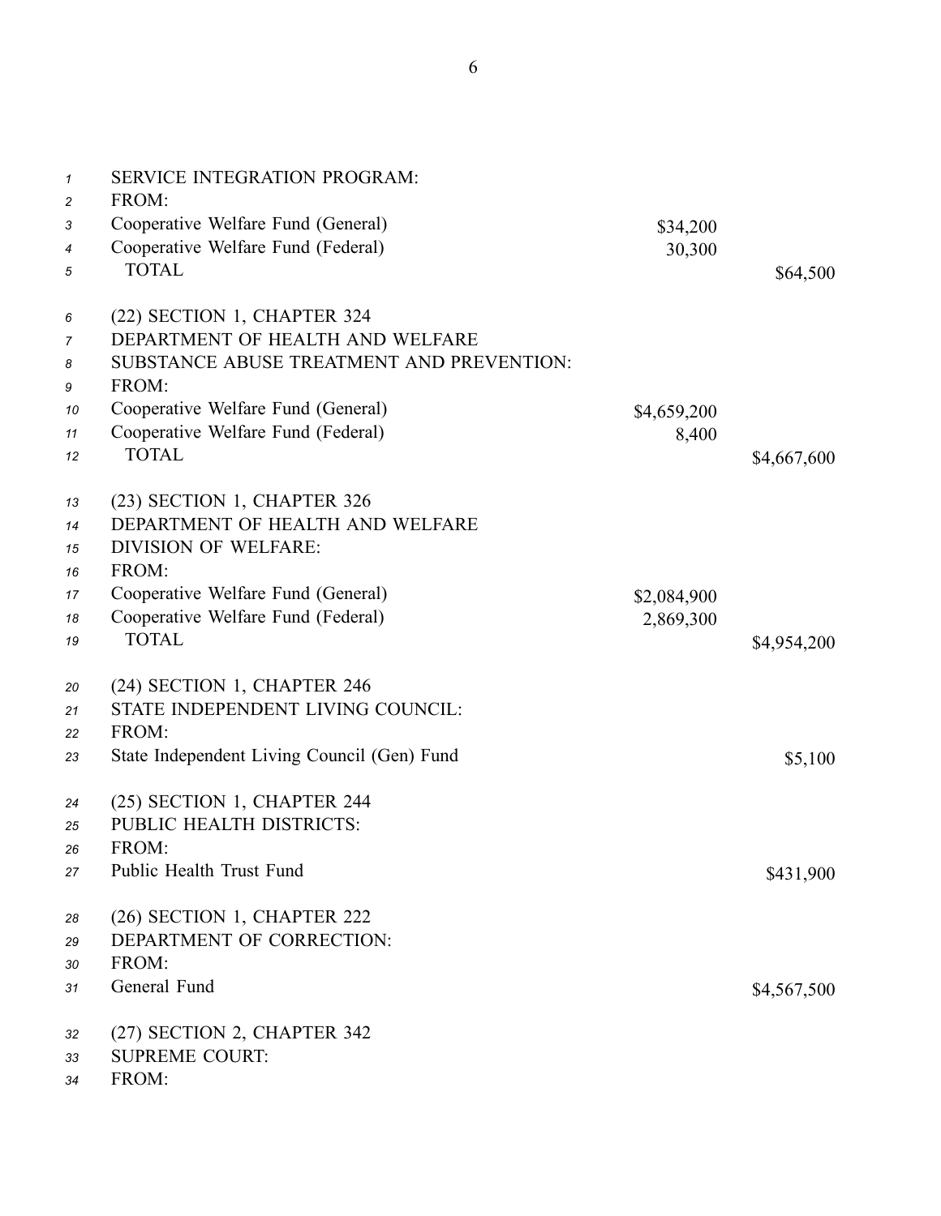SERVICE INTEGRATION PROGRAM:
FROM:

| | | |
|---|---|---|
| Cooperative Welfare Fund (General) | $34,200 | |
| Cooperative Welfare Fund (Federal) | 30,300 | |
| TOTAL | | $64,500 |

(22) SECTION 1, CHAPTER 324
DEPARTMENT OF HEALTH AND WELFARE
SUBSTANCE ABUSE TREATMENT AND PREVENTION:
FROM:

| | | |
|---|---|---|
| Cooperative Welfare Fund (General) | $4,659,200 | |
| Cooperative Welfare Fund (Federal) | 8,400 | |
| TOTAL | | $4,667,600 |

(23) SECTION 1, CHAPTER 326
DEPARTMENT OF HEALTH AND WELFARE
DIVISION OF WELFARE:
FROM:

| | | |
|---|---|---|
| Cooperative Welfare Fund (General) | $2,084,900 | |
| Cooperative Welfare Fund (Federal) | 2,869,300 | |
| TOTAL | | $4,954,200 |

(24) SECTION 1, CHAPTER 246
STATE INDEPENDENT LIVING COUNCIL:
FROM:

| | |
|---|---|
| State Independent Living Council (Gen) Fund | $5,100 |

(25) SECTION 1, CHAPTER 244
PUBLIC HEALTH DISTRICTS:
FROM:

| | |
|---|---|
| Public Health Trust Fund | $431,900 |

(26) SECTION 1, CHAPTER 222
DEPARTMENT OF CORRECTION:
FROM:

| | |
|---|---|
| General Fund | $4,567,500 |

(27) SECTION 2, CHAPTER 342
SUPREME COURT:
FROM: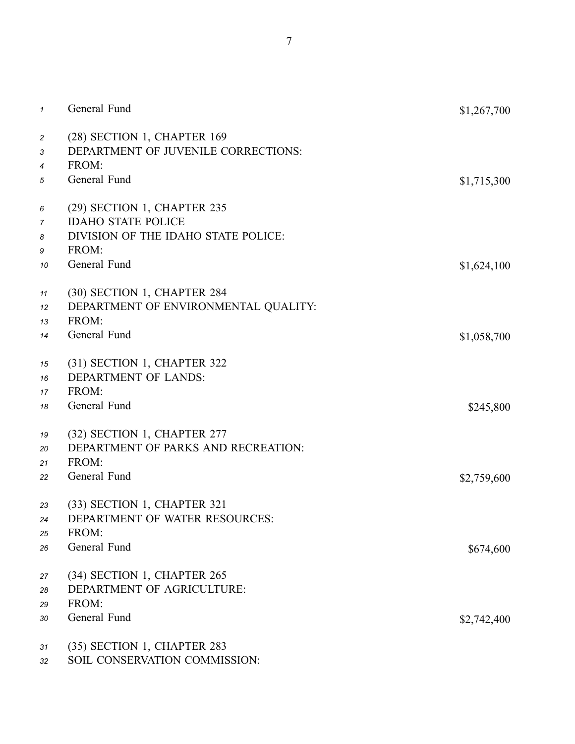General Fund $1,267,700

(28) SECTION 1, CHAPTER 169
DEPARTMENT OF JUVENILE CORRECTIONS:
FROM:
General Fund $1,715,300

(29) SECTION 1, CHAPTER 235
IDAHO STATE POLICE
DIVISION OF THE IDAHO STATE POLICE:
FROM:
General Fund $1,624,100

(30) SECTION 1, CHAPTER 284
DEPARTMENT OF ENVIRONMENTAL QUALITY:
FROM:
General Fund $1,058,700

(31) SECTION 1, CHAPTER 322
DEPARTMENT OF LANDS:
FROM:
General Fund $245,800

(32) SECTION 1, CHAPTER 277
DEPARTMENT OF PARKS AND RECREATION:
FROM:
General Fund $2,759,600

(33) SECTION 1, CHAPTER 321
DEPARTMENT OF WATER RESOURCES:
FROM:
General Fund $674,600

(34) SECTION 1, CHAPTER 265
DEPARTMENT OF AGRICULTURE:
FROM:
General Fund $2,742,400

(35) SECTION 1, CHAPTER 283
SOIL CONSERVATION COMMISSION: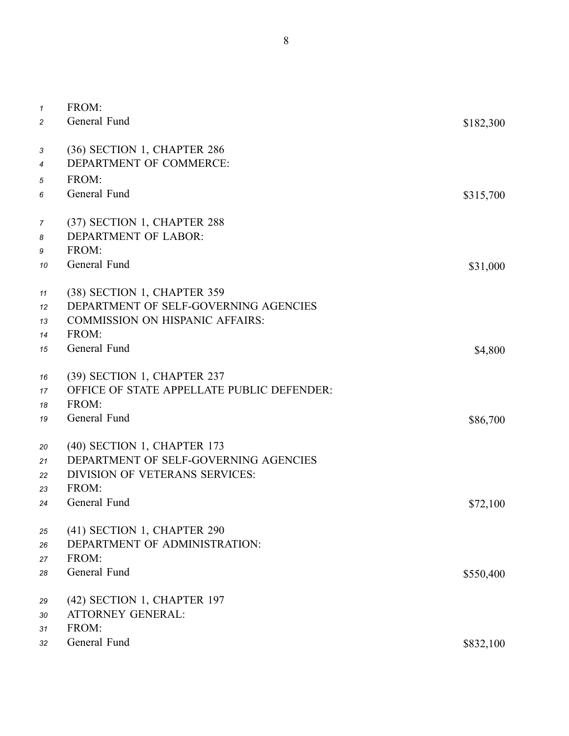FROM:
General Fund $182,300

(36) SECTION 1, CHAPTER 286
DEPARTMENT OF COMMERCE:
FROM:
General Fund $315,700

(37) SECTION 1, CHAPTER 288
DEPARTMENT OF LABOR:
FROM:
General Fund $31,000

(38) SECTION 1, CHAPTER 359
DEPARTMENT OF SELF-GOVERNING AGENCIES
COMMISSION ON HISPANIC AFFAIRS:
FROM:
General Fund $4,800

(39) SECTION 1, CHAPTER 237
OFFICE OF STATE APPELLATE PUBLIC DEFENDER:
FROM:
General Fund $86,700

(40) SECTION 1, CHAPTER 173
DEPARTMENT OF SELF-GOVERNING AGENCIES
DIVISION OF VETERANS SERVICES:
FROM:
General Fund $72,100

(41) SECTION 1, CHAPTER 290
DEPARTMENT OF ADMINISTRATION:
FROM:
General Fund $550,400

(42) SECTION 1, CHAPTER 197
ATTORNEY GENERAL:
FROM:
General Fund $832,100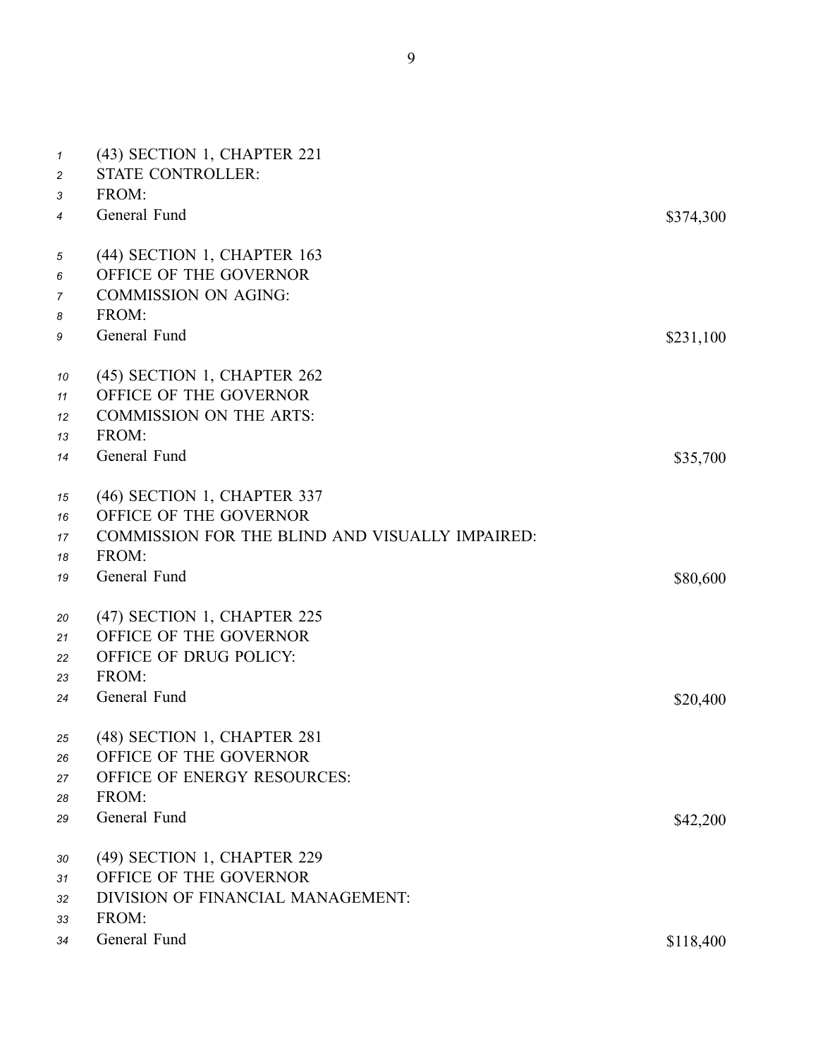(43) SECTION 1, CHAPTER 221
STATE CONTROLLER:
FROM:
General Fund $374,300

(44) SECTION 1, CHAPTER 163
OFFICE OF THE GOVERNOR
COMMISSION ON AGING:
FROM:
General Fund $231,100

(45) SECTION 1, CHAPTER 262
OFFICE OF THE GOVERNOR
COMMISSION ON THE ARTS:
FROM:
General Fund $35,700

(46) SECTION 1, CHAPTER 337
OFFICE OF THE GOVERNOR
COMMISSION FOR THE BLIND AND VISUALLY IMPAIRED:
FROM:
General Fund $80,600

(47) SECTION 1, CHAPTER 225
OFFICE OF THE GOVERNOR
OFFICE OF DRUG POLICY:
FROM:
General Fund $20,400

(48) SECTION 1, CHAPTER 281
OFFICE OF THE GOVERNOR
OFFICE OF ENERGY RESOURCES:
FROM:
General Fund $42,200

(49) SECTION 1, CHAPTER 229
OFFICE OF THE GOVERNOR
DIVISION OF FINANCIAL MANAGEMENT:
FROM:
General Fund $118,400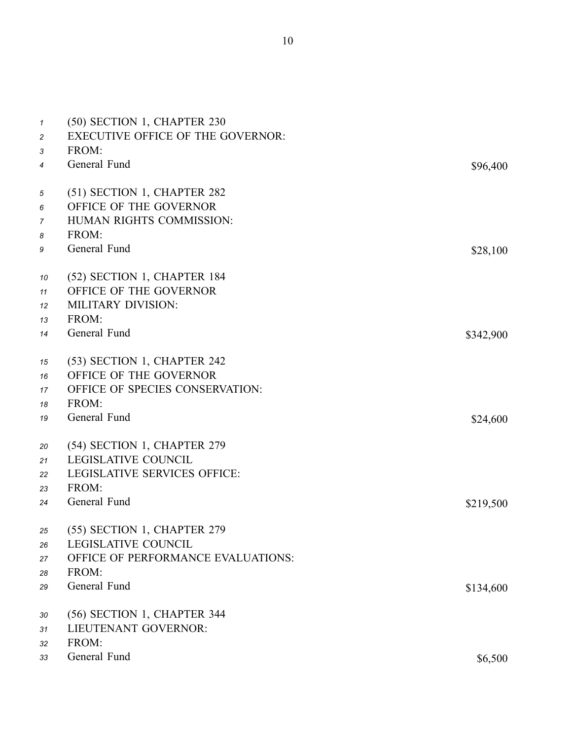(50) SECTION 1, CHAPTER 230
EXECUTIVE OFFICE OF THE GOVERNOR:
FROM:
General Fund $96,400

(51) SECTION 1, CHAPTER 282
OFFICE OF THE GOVERNOR
HUMAN RIGHTS COMMISSION:
FROM:
General Fund $28,100

(52) SECTION 1, CHAPTER 184
OFFICE OF THE GOVERNOR
MILITARY DIVISION:
FROM:
General Fund $342,900

(53) SECTION 1, CHAPTER 242
OFFICE OF THE GOVERNOR
OFFICE OF SPECIES CONSERVATION:
FROM:
General Fund $24,600

(54) SECTION 1, CHAPTER 279
LEGISLATIVE COUNCIL
LEGISLATIVE SERVICES OFFICE:
FROM:
General Fund $219,500

(55) SECTION 1, CHAPTER 279
LEGISLATIVE COUNCIL
OFFICE OF PERFORMANCE EVALUATIONS:
FROM:
General Fund $134,600

(56) SECTION 1, CHAPTER 344
LIEUTENANT GOVERNOR:
FROM:
General Fund $6,500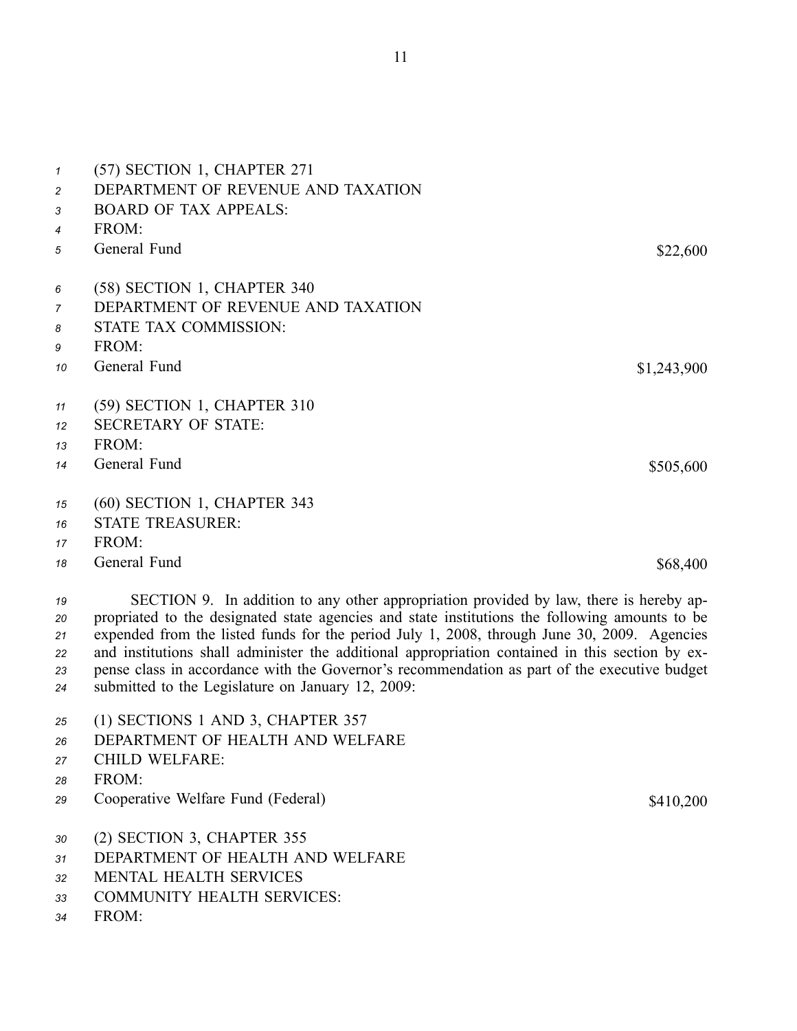(57) SECTION 1, CHAPTER 271
DEPARTMENT OF REVENUE AND TAXATION
BOARD OF TAX APPEALS:
FROM:

| | |
|---|---|
| General Fund | $22,600 |

(58) SECTION 1, CHAPTER 340
DEPARTMENT OF REVENUE AND TAXATION
STATE TAX COMMISSION:
FROM:

| | |
|---|---|
| General Fund | $1,243,900 |

(59) SECTION 1, CHAPTER 310
SECRETARY OF STATE:
FROM:

| | |
|---|---|
| General Fund | $505,600 |

(60) SECTION 1, CHAPTER 343
STATE TREASURER:
FROM:

| | |
|---|---|
| General Fund | $68,400 |

SECTION 9. In addition to any other appropriation provided by law, there is hereby appropriated to the designated state agencies and state institutions the following amounts to be expended from the listed funds for the period July 1, 2008, through June 30, 2009. Agencies and institutions shall administer the additional appropriation contained in this section by expense class in accordance with the Governor's recommendation as part of the executive budget submitted to the Legislature on January 12, 2009:

(1) SECTIONS 1 AND 3, CHAPTER 357
DEPARTMENT OF HEALTH AND WELFARE
CHILD WELFARE:
FROM:

| | |
|---|---|
| Cooperative Welfare Fund (Federal) | $410,200 |

(2) SECTION 3, CHAPTER 355
DEPARTMENT OF HEALTH AND WELFARE
MENTAL HEALTH SERVICES
COMMUNITY HEALTH SERVICES:
FROM: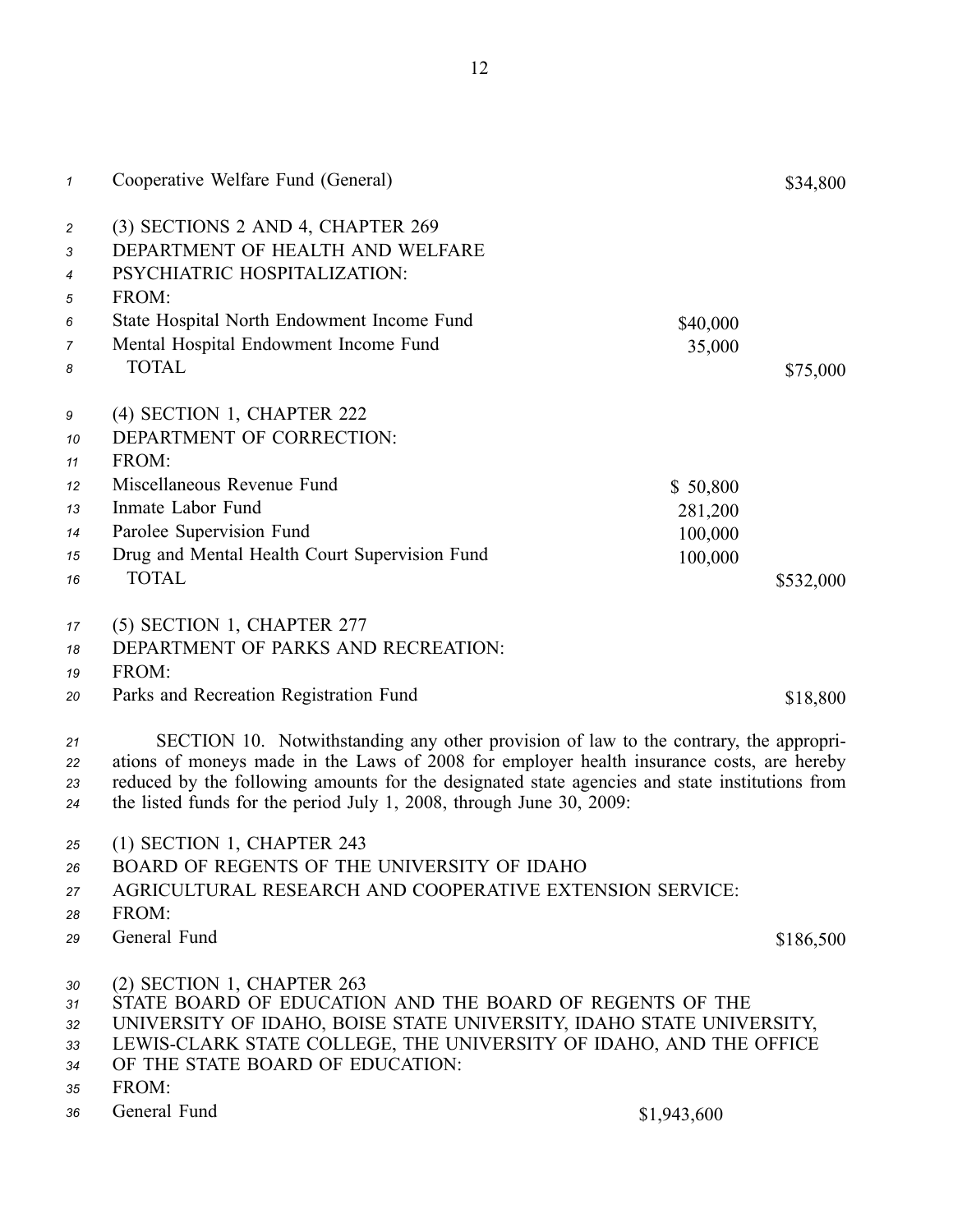Cooperative Welfare Fund (General) $34,800

(3) SECTIONS 2 AND 4, CHAPTER 269
DEPARTMENT OF HEALTH AND WELFARE
PSYCHIATRIC HOSPITALIZATION:
FROM:

| | | |
|---|---|---|
| State Hospital North Endowment Income Fund | $40,000 | |
| Mental Hospital Endowment Income Fund | 35,000 | |
| TOTAL | | $75,000 |

(4) SECTION 1, CHAPTER 222
DEPARTMENT OF CORRECTION:
FROM:

| | | |
|---|---|---|
| Miscellaneous Revenue Fund | $ 50,800 | |
| Inmate Labor Fund | 281,200 | |
| Parolee Supervision Fund | 100,000 | |
| Drug and Mental Health Court Supervision Fund | 100,000 | |
| TOTAL | | $532,000 |

(5) SECTION 1, CHAPTER 277
DEPARTMENT OF PARKS AND RECREATION:
FROM:
Parks and Recreation Registration Fund $18,800

SECTION 10. Notwithstanding any other provision of law to the contrary, the appropriations of moneys made in the Laws of 2008 for employer health insurance costs, are hereby reduced by the following amounts for the designated state agencies and state institutions from the listed funds for the period July 1, 2008, through June 30, 2009:

(1) SECTION 1, CHAPTER 243
BOARD OF REGENTS OF THE UNIVERSITY OF IDAHO
AGRICULTURAL RESEARCH AND COOPERATIVE EXTENSION SERVICE:
FROM:
General Fund $186,500

(2) SECTION 1, CHAPTER 263
STATE BOARD OF EDUCATION AND THE BOARD OF REGENTS OF THE UNIVERSITY OF IDAHO, BOISE STATE UNIVERSITY, IDAHO STATE UNIVERSITY, LEWIS-CLARK STATE COLLEGE, THE UNIVERSITY OF IDAHO, AND THE OFFICE OF THE STATE BOARD OF EDUCATION:
FROM:
General Fund $1,943,600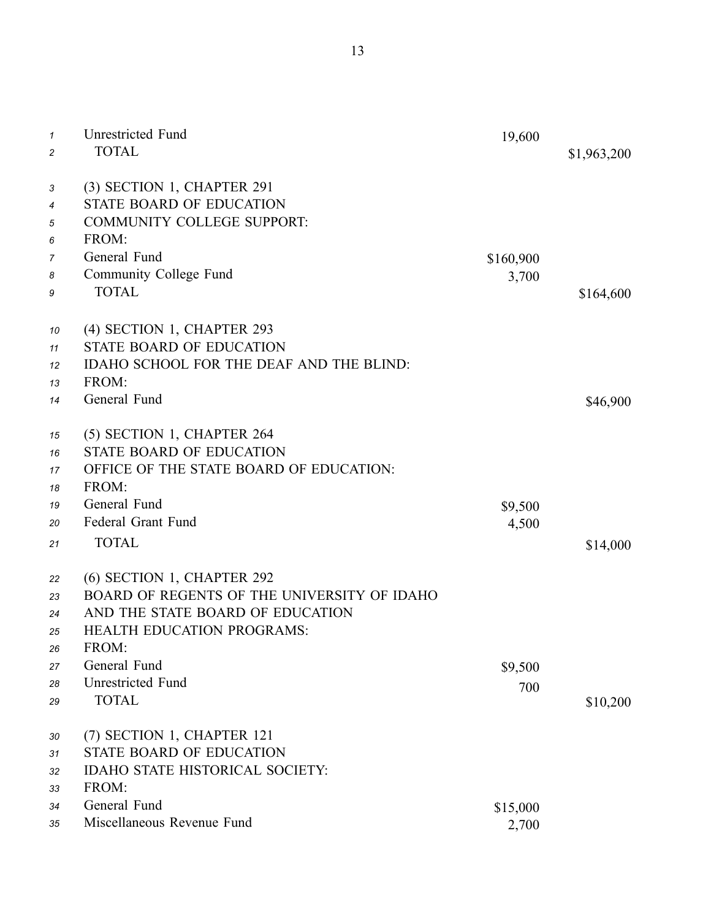| | | |
|---|---|---|
| Unrestricted Fund | 19,600 | |
| TOTAL | | $1,963,200 |
| (3) SECTION 1, CHAPTER 291 | | |
| STATE BOARD OF EDUCATION | | |
| COMMUNITY COLLEGE SUPPORT: | | |
| FROM: | | |
| General Fund | $160,900 | |
| Community College Fund | 3,700 | |
| TOTAL | | $164,600 |
| (4) SECTION 1, CHAPTER 293 | | |
| STATE BOARD OF EDUCATION | | |
| IDAHO SCHOOL FOR THE DEAF AND THE BLIND: | | |
| FROM: | | |
| General Fund | | $46,900 |
| (5) SECTION 1, CHAPTER 264 | | |
| STATE BOARD OF EDUCATION | | |
| OFFICE OF THE STATE BOARD OF EDUCATION: | | |
| FROM: | | |
| General Fund | $9,500 | |
| Federal Grant Fund | 4,500 | |
| TOTAL | | $14,000 |
| (6) SECTION 1, CHAPTER 292 | | |
| BOARD OF REGENTS OF THE UNIVERSITY OF IDAHO | | |
| AND THE STATE BOARD OF EDUCATION | | |
| HEALTH EDUCATION PROGRAMS: | | |
| FROM: | | |
| General Fund | $9,500 | |
| Unrestricted Fund | 700 | |
| TOTAL | | $10,200 |
| (7) SECTION 1, CHAPTER 121 | | |
| STATE BOARD OF EDUCATION | | |
| IDAHO STATE HISTORICAL SOCIETY: | | |
| FROM: | | |
| General Fund | $15,000 | |
| Miscellaneous Revenue Fund | 2,700 | |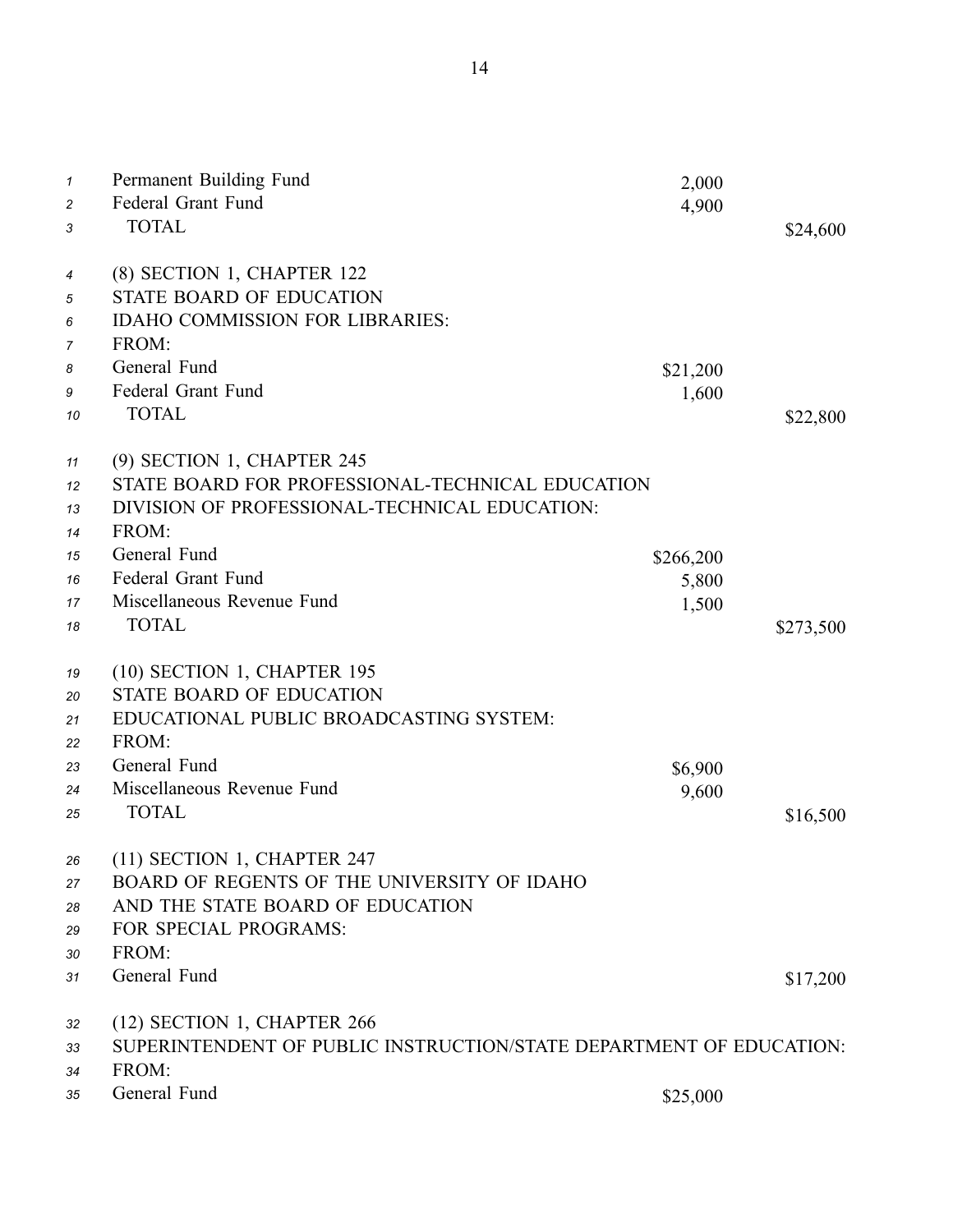| | | |
|---|---|---|
| Permanent Building Fund | 2,000 | |
| Federal Grant Fund | 4,900 | |
| TOTAL | | $24,600 |

(8) SECTION 1, CHAPTER 122
STATE BOARD OF EDUCATION
IDAHO COMMISSION FOR LIBRARIES:
FROM:

| | | |
|---|---|---|
| General Fund | $21,200 | |
| Federal Grant Fund | 1,600 | |
| TOTAL | | $22,800 |

(9) SECTION 1, CHAPTER 245
STATE BOARD FOR PROFESSIONAL-TECHNICAL EDUCATION
DIVISION OF PROFESSIONAL-TECHNICAL EDUCATION:
FROM:

| | | |
|---|---|---|
| General Fund | $266,200 | |
| Federal Grant Fund | 5,800 | |
| Miscellaneous Revenue Fund | 1,500 | |
| TOTAL | | $273,500 |

(10) SECTION 1, CHAPTER 195
STATE BOARD OF EDUCATION
EDUCATIONAL PUBLIC BROADCASTING SYSTEM:
FROM:

| | | |
|---|---|---|
| General Fund | $6,900 | |
| Miscellaneous Revenue Fund | 9,600 | |
| TOTAL | | $16,500 |

(11) SECTION 1, CHAPTER 247
BOARD OF REGENTS OF THE UNIVERSITY OF IDAHO
AND THE STATE BOARD OF EDUCATION
FOR SPECIAL PROGRAMS:
FROM:

| | | |
|---|---|---|
| General Fund | | $17,200 |

(12) SECTION 1, CHAPTER 266
SUPERINTENDENT OF PUBLIC INSTRUCTION/STATE DEPARTMENT OF EDUCATION:
FROM:

| | | |
|---|---|---|
| General Fund | $25,000 | |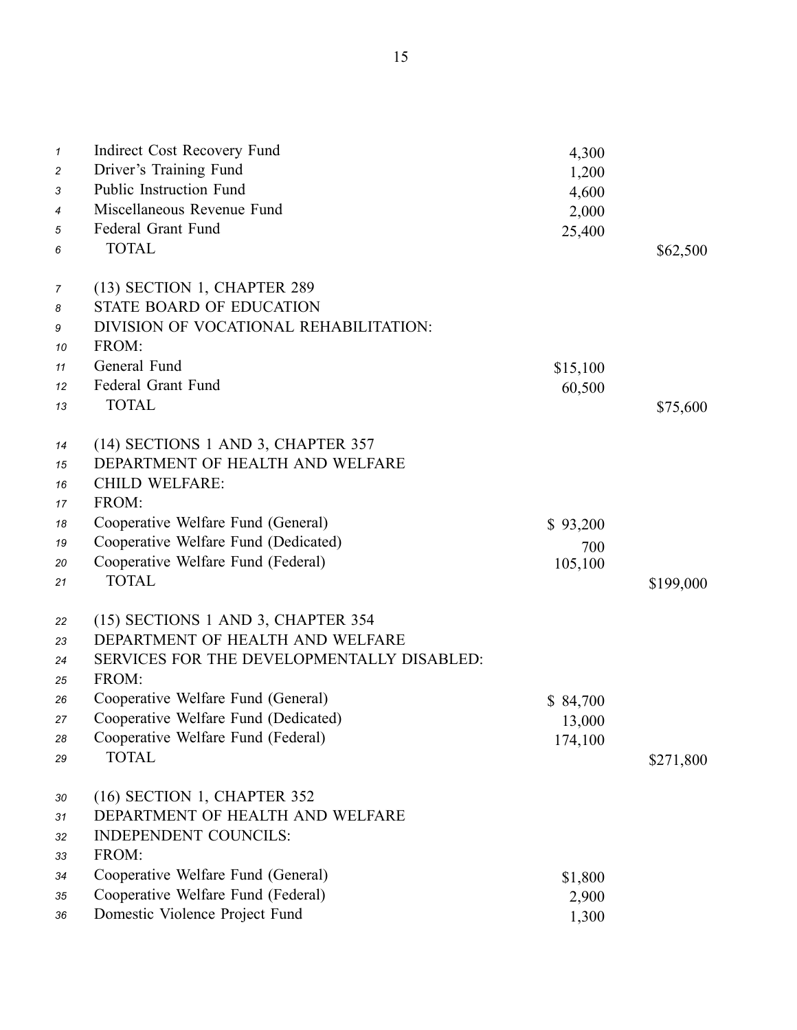| | | |
|---|---|---|
| Indirect Cost Recovery Fund | 4,300 | |
| Driver's Training Fund | 1,200 | |
| Public Instruction Fund | 4,600 | |
| Miscellaneous Revenue Fund | 2,000 | |
| Federal Grant Fund | 25,400 | |
| TOTAL | | $62,500 |

(13) SECTION 1, CHAPTER 289
STATE BOARD OF EDUCATION
DIVISION OF VOCATIONAL REHABILITATION:
FROM:

| | | |
|---|---|---|
| General Fund | $15,100 | |
| Federal Grant Fund | 60,500 | |
| TOTAL | | $75,600 |

(14) SECTIONS 1 AND 3, CHAPTER 357
DEPARTMENT OF HEALTH AND WELFARE
CHILD WELFARE:
FROM:

| | | |
|---|---|---|
| Cooperative Welfare Fund (General) | $ 93,200 | |
| Cooperative Welfare Fund (Dedicated) | 700 | |
| Cooperative Welfare Fund (Federal) | 105,100 | |
| TOTAL | | $199,000 |

(15) SECTIONS 1 AND 3, CHAPTER 354
DEPARTMENT OF HEALTH AND WELFARE
SERVICES FOR THE DEVELOPMENTALLY DISABLED:
FROM:

| | | |
|---|---|---|
| Cooperative Welfare Fund (General) | $ 84,700 | |
| Cooperative Welfare Fund (Dedicated) | 13,000 | |
| Cooperative Welfare Fund (Federal) | 174,100 | |
| TOTAL | | $271,800 |

(16) SECTION 1, CHAPTER 352
DEPARTMENT OF HEALTH AND WELFARE
INDEPENDENT COUNCILS:
FROM:

| | | |
|---|---|---|
| Cooperative Welfare Fund (General) | $1,800 | |
| Cooperative Welfare Fund (Federal) | 2,900 | |
| Domestic Violence Project Fund | 1,300 | |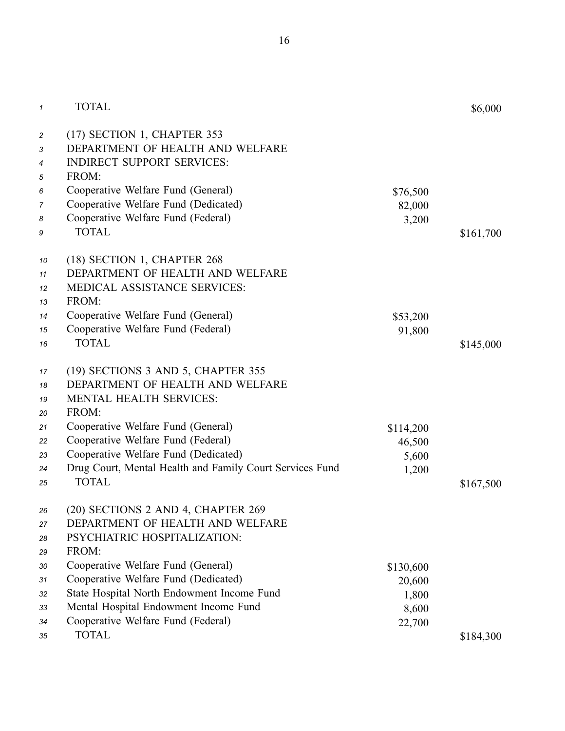| | | |
|---|---|---|
| TOTAL | | $6,000 |

(17) SECTION 1, CHAPTER 353
DEPARTMENT OF HEALTH AND WELFARE
INDIRECT SUPPORT SERVICES:
FROM:

| | | |
|---|---|---|
| Cooperative Welfare Fund (General) | $76,500 | |
| Cooperative Welfare Fund (Dedicated) | 82,000 | |
| Cooperative Welfare Fund (Federal) | 3,200 | |
| TOTAL | | $161,700 |

(18) SECTION 1, CHAPTER 268
DEPARTMENT OF HEALTH AND WELFARE
MEDICAL ASSISTANCE SERVICES:
FROM:

| | | |
|---|---|---|
| Cooperative Welfare Fund (General) | $53,200 | |
| Cooperative Welfare Fund (Federal) | 91,800 | |
| TOTAL | | $145,000 |

(19) SECTIONS 3 AND 5, CHAPTER 355
DEPARTMENT OF HEALTH AND WELFARE
MENTAL HEALTH SERVICES:
FROM:

| | | |
|---|---|---|
| Cooperative Welfare Fund (General) | $114,200 | |
| Cooperative Welfare Fund (Federal) | 46,500 | |
| Cooperative Welfare Fund (Dedicated) | 5,600 | |
| Drug Court, Mental Health and Family Court Services Fund | 1,200 | |
| TOTAL | | $167,500 |

(20) SECTIONS 2 AND 4, CHAPTER 269
DEPARTMENT OF HEALTH AND WELFARE
PSYCHIATRIC HOSPITALIZATION:
FROM:

| | | |
|---|---|---|
| Cooperative Welfare Fund (General) | $130,600 | |
| Cooperative Welfare Fund (Dedicated) | 20,600 | |
| State Hospital North Endowment Income Fund | 1,800 | |
| Mental Hospital Endowment Income Fund | 8,600 | |
| Cooperative Welfare Fund (Federal) | 22,700 | |
| TOTAL | | $184,300 |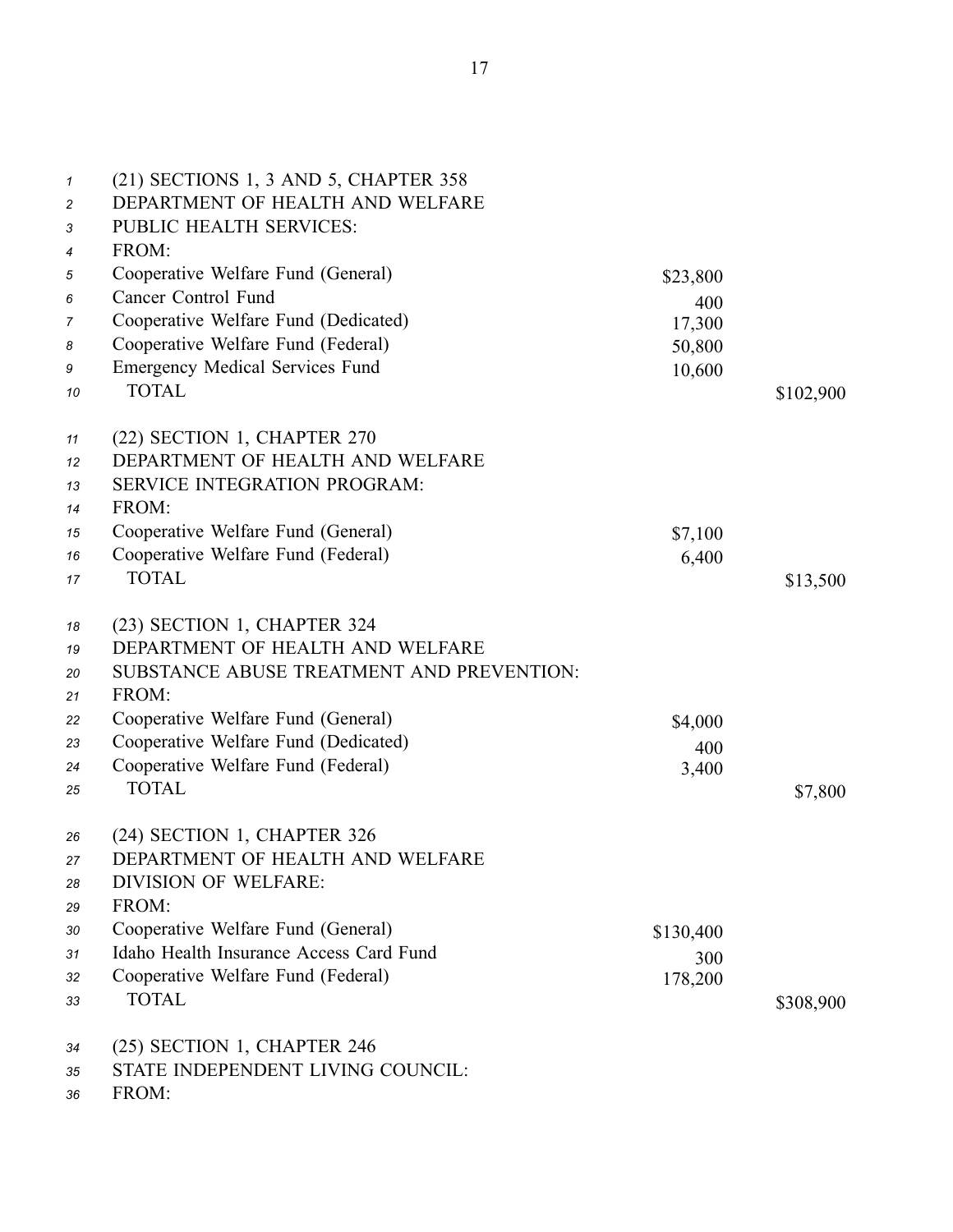(21) SECTIONS 1, 3 AND 5, CHAPTER 358
DEPARTMENT OF HEALTH AND WELFARE
PUBLIC HEALTH SERVICES:
FROM:

| | | |
|---|---|---|
| Cooperative Welfare Fund (General) | $23,800 | |
| Cancer Control Fund | 400 | |
| Cooperative Welfare Fund (Dedicated) | 17,300 | |
| Cooperative Welfare Fund (Federal) | 50,800 | |
| Emergency Medical Services Fund | 10,600 | |
| TOTAL | | $102,900 |

(22) SECTION 1, CHAPTER 270
DEPARTMENT OF HEALTH AND WELFARE
SERVICE INTEGRATION PROGRAM:
FROM:

| | | |
|---|---|---|
| Cooperative Welfare Fund (General) | $7,100 | |
| Cooperative Welfare Fund (Federal) | 6,400 | |
| TOTAL | | $13,500 |

(23) SECTION 1, CHAPTER 324
DEPARTMENT OF HEALTH AND WELFARE
SUBSTANCE ABUSE TREATMENT AND PREVENTION:
FROM:

| | | |
|---|---|---|
| Cooperative Welfare Fund (General) | $4,000 | |
| Cooperative Welfare Fund (Dedicated) | 400 | |
| Cooperative Welfare Fund (Federal) | 3,400 | |
| TOTAL | | $7,800 |

(24) SECTION 1, CHAPTER 326
DEPARTMENT OF HEALTH AND WELFARE
DIVISION OF WELFARE:
FROM:

| | | |
|---|---|---|
| Cooperative Welfare Fund (General) | $130,400 | |
| Idaho Health Insurance Access Card Fund | 300 | |
| Cooperative Welfare Fund (Federal) | 178,200 | |
| TOTAL | | $308,900 |

(25) SECTION 1, CHAPTER 246
STATE INDEPENDENT LIVING COUNCIL:
FROM: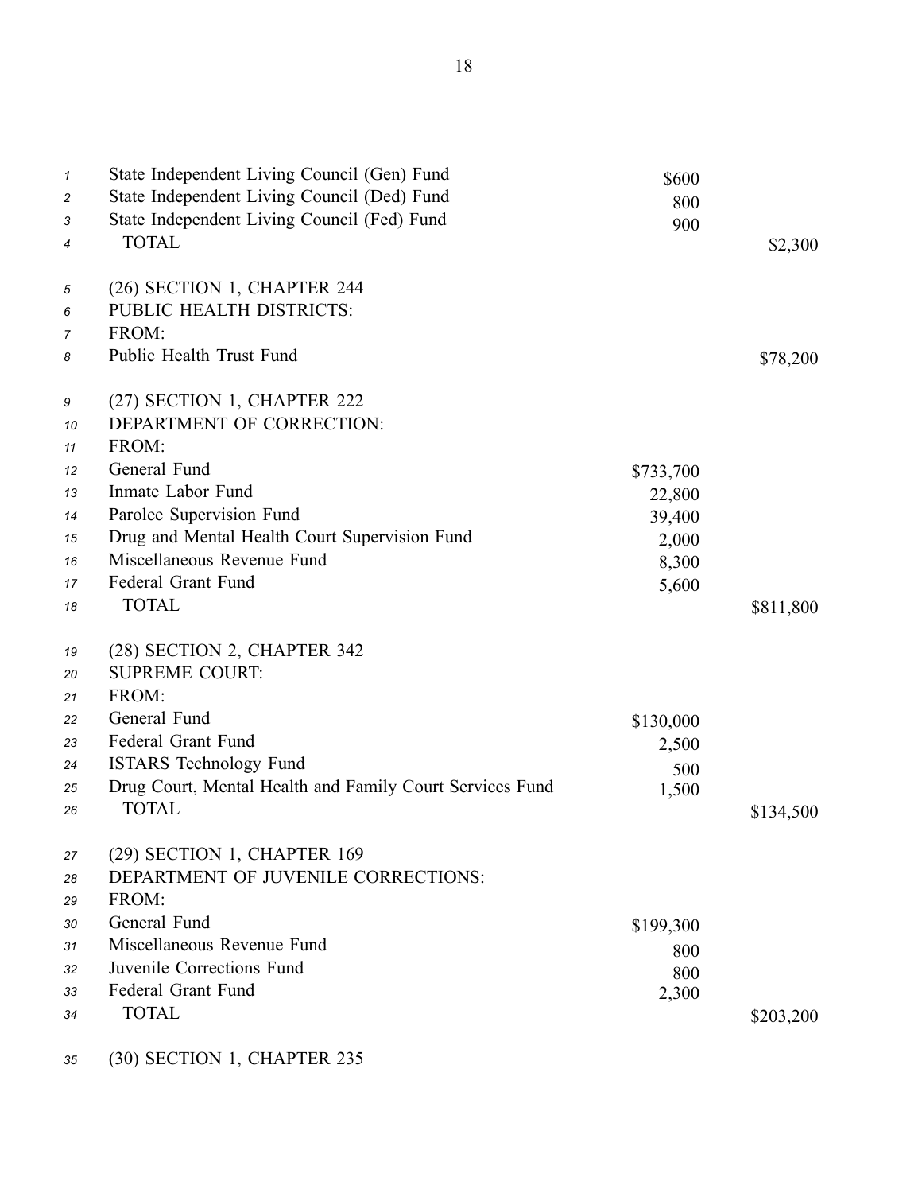| | | |
|---|---|---|
| State Independent Living Council (Gen) Fund | $600 | |
| State Independent Living Council (Ded) Fund | 800 | |
| State Independent Living Council (Fed) Fund | 900 | |
| TOTAL | | $2,300 |

(26) SECTION 1, CHAPTER 244
PUBLIC HEALTH DISTRICTS:
FROM:

| | | |
|---|---|---|
| Public Health Trust Fund | | $78,200 |

(27) SECTION 1, CHAPTER 222
DEPARTMENT OF CORRECTION:
FROM:

| | | |
|---|---|---|
| General Fund | $733,700 | |
| Inmate Labor Fund | 22,800 | |
| Parolee Supervision Fund | 39,400 | |
| Drug and Mental Health Court Supervision Fund | 2,000 | |
| Miscellaneous Revenue Fund | 8,300 | |
| Federal Grant Fund | 5,600 | |
| TOTAL | | $811,800 |

(28) SECTION 2, CHAPTER 342
SUPREME COURT:
FROM:

| | | |
|---|---|---|
| General Fund | $130,000 | |
| Federal Grant Fund | 2,500 | |
| ISTARS Technology Fund | 500 | |
| Drug Court, Mental Health and Family Court Services Fund | 1,500 | |
| TOTAL | | $134,500 |

(29) SECTION 1, CHAPTER 169
DEPARTMENT OF JUVENILE CORRECTIONS:
FROM:

| | | |
|---|---|---|
| General Fund | $199,300 | |
| Miscellaneous Revenue Fund | 800 | |
| Juvenile Corrections Fund | 800 | |
| Federal Grant Fund | 2,300 | |
| TOTAL | | $203,200 |

(30) SECTION 1, CHAPTER 235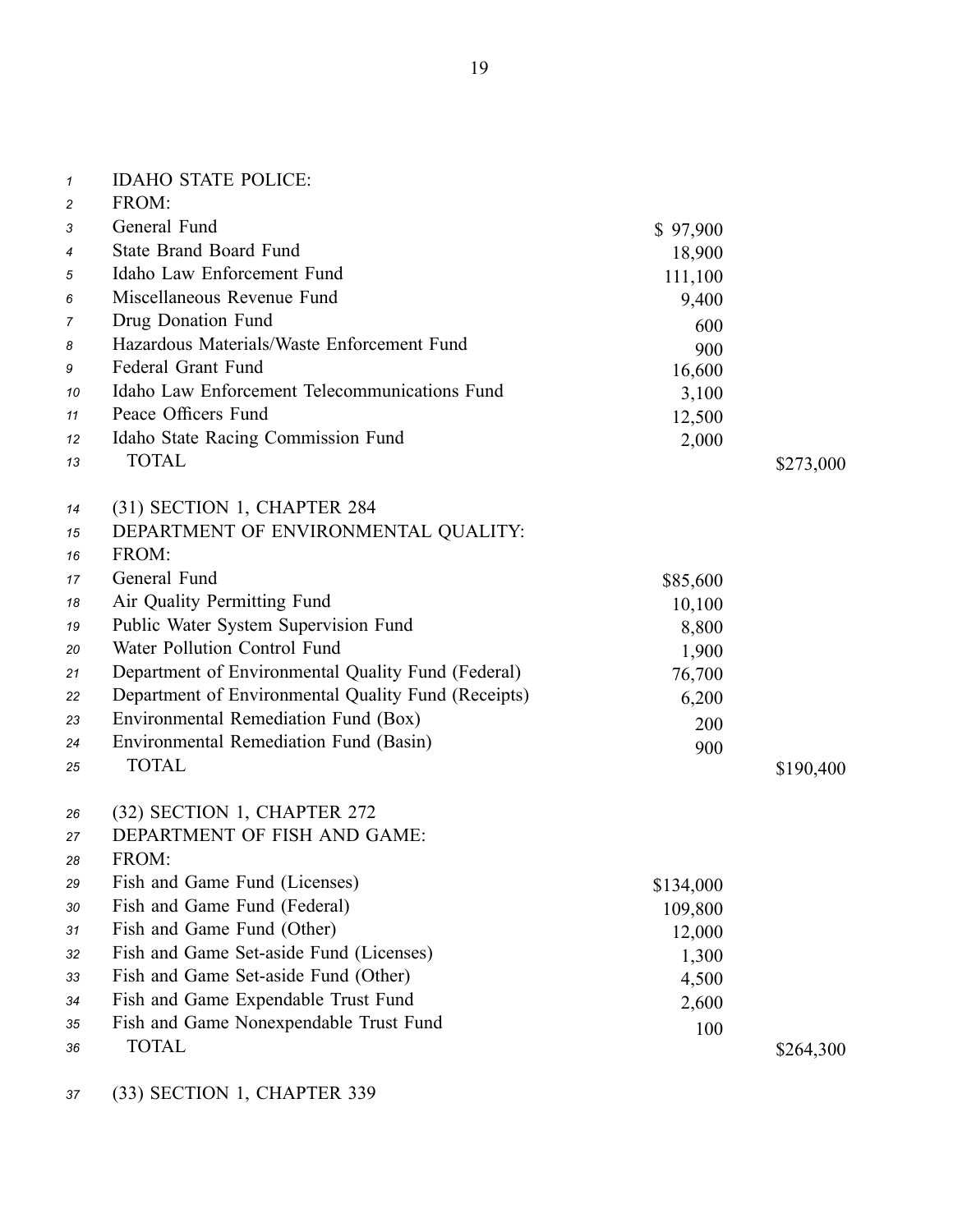IDAHO STATE POLICE:

FROM:

| | | |
|---|---|---|
| General Fund | $ 97,900 | |
| State Brand Board Fund | 18,900 | |
| Idaho Law Enforcement Fund | 111,100 | |
| Miscellaneous Revenue Fund | 9,400 | |
| Drug Donation Fund | 600 | |
| Hazardous Materials/Waste Enforcement Fund | 900 | |
| Federal Grant Fund | 16,600 | |
| Idaho Law Enforcement Telecommunications Fund | 3,100 | |
| Peace Officers Fund | 12,500 | |
| Idaho State Racing Commission Fund | 2,000 | |
| TOTAL | | $273,000 |

(31) SECTION 1, CHAPTER 284

DEPARTMENT OF ENVIRONMENTAL QUALITY:

FROM:

| | | |
|---|---|---|
| General Fund | $85,600 | |
| Air Quality Permitting Fund | 10,100 | |
| Public Water System Supervision Fund | 8,800 | |
| Water Pollution Control Fund | 1,900 | |
| Department of Environmental Quality Fund (Federal) | 76,700 | |
| Department of Environmental Quality Fund (Receipts) | 6,200 | |
| Environmental Remediation Fund (Box) | 200 | |
| Environmental Remediation Fund (Basin) | 900 | |
| TOTAL | | $190,400 |

(32) SECTION 1, CHAPTER 272

DEPARTMENT OF FISH AND GAME:

FROM:

| | | |
|---|---|---|
| Fish and Game Fund (Licenses) | $134,000 | |
| Fish and Game Fund (Federal) | 109,800 | |
| Fish and Game Fund (Other) | 12,000 | |
| Fish and Game Set-aside Fund (Licenses) | 1,300 | |
| Fish and Game Set-aside Fund (Other) | 4,500 | |
| Fish and Game Expendable Trust Fund | 2,600 | |
| Fish and Game Nonexpendable Trust Fund | 100 | |
| TOTAL | | $264,300 |

(33) SECTION 1, CHAPTER 339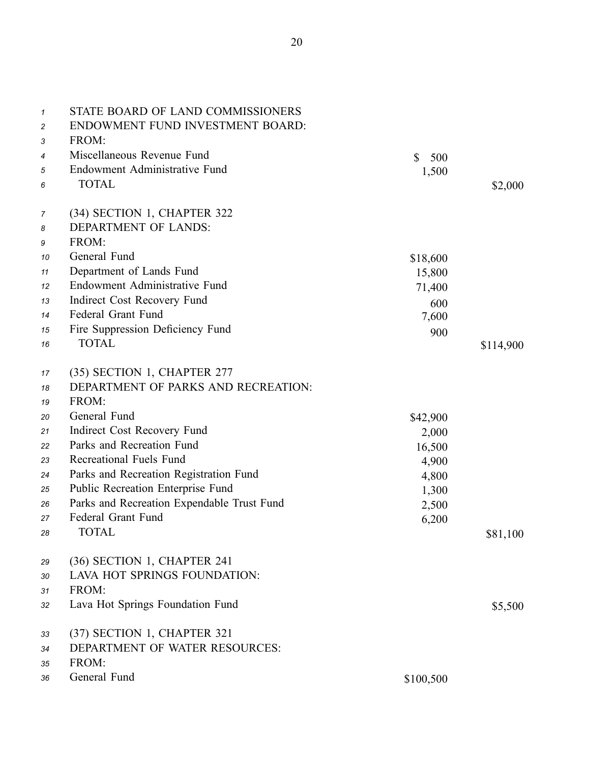STATE BOARD OF LAND COMMISSIONERS
ENDOWMENT FUND INVESTMENT BOARD:
FROM:

| | | |
|---|---|---|
| Miscellaneous Revenue Fund | $ 500 | |
| Endowment Administrative Fund | 1,500 | |
| TOTAL | | $2,000 |

(34) SECTION 1, CHAPTER 322
DEPARTMENT OF LANDS:
FROM:

| | | |
|---|---|---|
| General Fund | $18,600 | |
| Department of Lands Fund | 15,800 | |
| Endowment Administrative Fund | 71,400 | |
| Indirect Cost Recovery Fund | 600 | |
| Federal Grant Fund | 7,600 | |
| Fire Suppression Deficiency Fund | 900 | |
| TOTAL | | $114,900 |

(35) SECTION 1, CHAPTER 277
DEPARTMENT OF PARKS AND RECREATION:
FROM:

| | | |
|---|---|---|
| General Fund | $42,900 | |
| Indirect Cost Recovery Fund | 2,000 | |
| Parks and Recreation Fund | 16,500 | |
| Recreational Fuels Fund | 4,900 | |
| Parks and Recreation Registration Fund | 4,800 | |
| Public Recreation Enterprise Fund | 1,300 | |
| Parks and Recreation Expendable Trust Fund | 2,500 | |
| Federal Grant Fund | 6,200 | |
| TOTAL | | $81,100 |

(36) SECTION 1, CHAPTER 241
LAVA HOT SPRINGS FOUNDATION:
FROM:

| | | |
|---|---|---|
| Lava Hot Springs Foundation Fund | | $5,500 |

(37) SECTION 1, CHAPTER 321
DEPARTMENT OF WATER RESOURCES:
FROM:

| | | |
|---|---|---|
| General Fund | $100,500 | |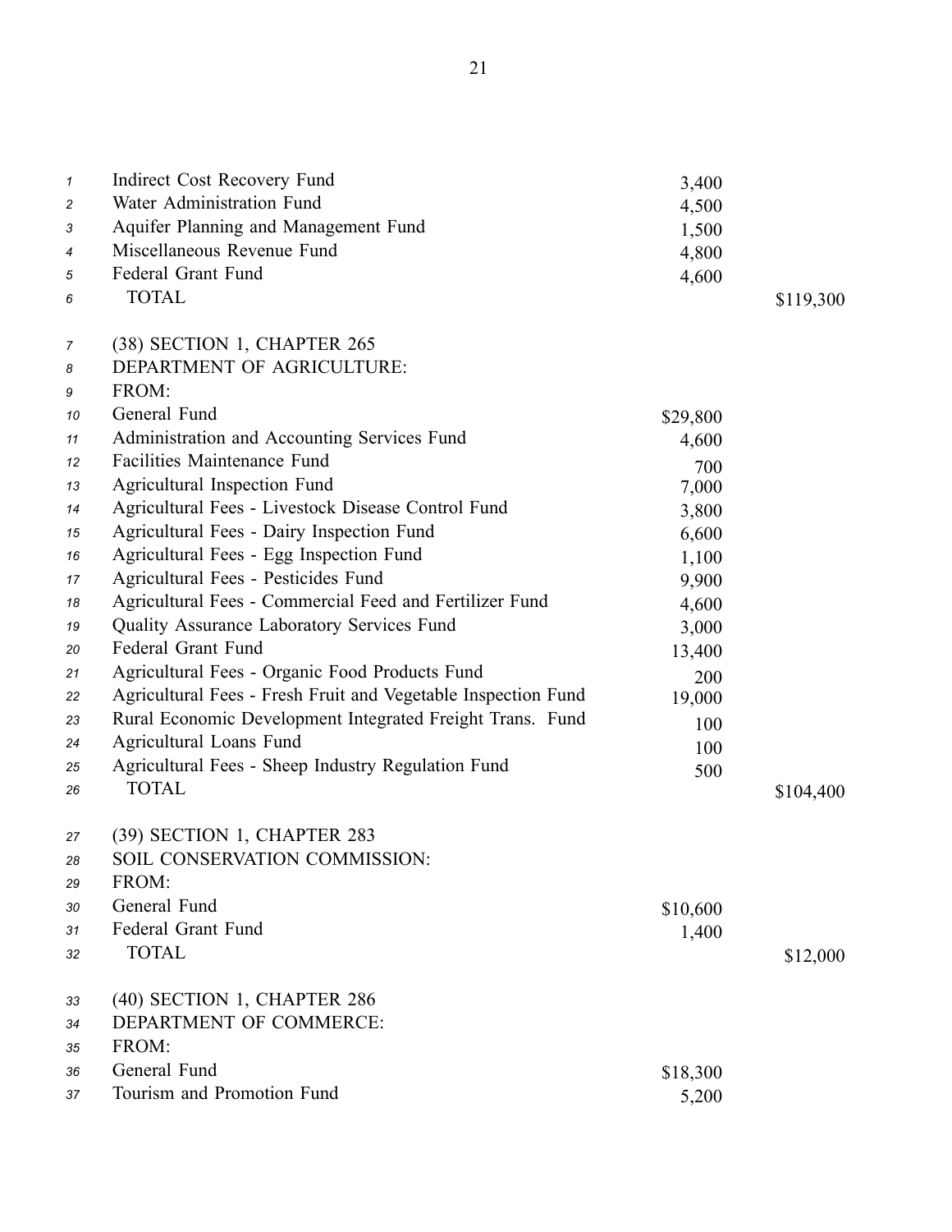| | | |
|---|---|---|
| Indirect Cost Recovery Fund | 3,400 | |
| Water Administration Fund | 4,500 | |
| Aquifer Planning and Management Fund | 1,500 | |
| Miscellaneous Revenue Fund | 4,800 | |
| Federal Grant Fund | 4,600 | |
| TOTAL | | $119,300 |

(38) SECTION 1, CHAPTER 265
DEPARTMENT OF AGRICULTURE:
FROM:

| | | |
|---|---|---|
| General Fund | $29,800 | |
| Administration and Accounting Services Fund | 4,600 | |
| Facilities Maintenance Fund | 700 | |
| Agricultural Inspection Fund | 7,000 | |
| Agricultural Fees - Livestock Disease Control Fund | 3,800 | |
| Agricultural Fees - Dairy Inspection Fund | 6,600 | |
| Agricultural Fees - Egg Inspection Fund | 1,100 | |
| Agricultural Fees - Pesticides Fund | 9,900 | |
| Agricultural Fees - Commercial Feed and Fertilizer Fund | 4,600 | |
| Quality Assurance Laboratory Services Fund | 3,000 | |
| Federal Grant Fund | 13,400 | |
| Agricultural Fees - Organic Food Products Fund | 200 | |
| Agricultural Fees - Fresh Fruit and Vegetable Inspection Fund | 19,000 | |
| Rural Economic Development Integrated Freight Trans. Fund | 100 | |
| Agricultural Loans Fund | 100 | |
| Agricultural Fees - Sheep Industry Regulation Fund | 500 | |
| TOTAL | | $104,400 |

(39) SECTION 1, CHAPTER 283
SOIL CONSERVATION COMMISSION:
FROM:

| | | |
|---|---|---|
| General Fund | $10,600 | |
| Federal Grant Fund | 1,400 | |
| TOTAL | | $12,000 |

(40) SECTION 1, CHAPTER 286
DEPARTMENT OF COMMERCE:
FROM:

| | | |
|---|---|---|
| General Fund | $18,300 | |
| Tourism and Promotion Fund | 5,200 | |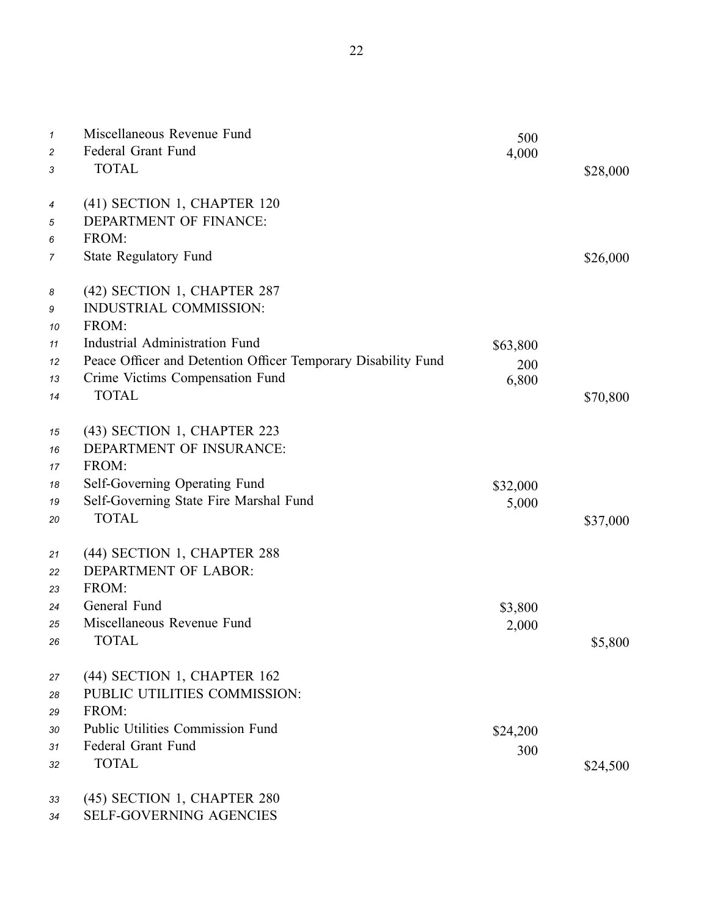| | | |
|---|---|---|
| Miscellaneous Revenue Fund | 500 | |
| Federal Grant Fund | 4,000 | |
| TOTAL | | $28,000 |

(41) SECTION 1, CHAPTER 120
DEPARTMENT OF FINANCE:
FROM:

| | | |
|---|---|---|
| State Regulatory Fund | | $26,000 |

(42) SECTION 1, CHAPTER 287
INDUSTRIAL COMMISSION:
FROM:

| | | |
|---|---|---|
| Industrial Administration Fund | $63,800 | |
| Peace Officer and Detention Officer Temporary Disability Fund | 200 | |
| Crime Victims Compensation Fund | 6,800 | |
| TOTAL | | $70,800 |

(43) SECTION 1, CHAPTER 223
DEPARTMENT OF INSURANCE:
FROM:

| | | |
|---|---|---|
| Self-Governing Operating Fund | $32,000 | |
| Self-Governing State Fire Marshal Fund | 5,000 | |
| TOTAL | | $37,000 |

(44) SECTION 1, CHAPTER 288
DEPARTMENT OF LABOR:
FROM:

| | | |
|---|---|---|
| General Fund | $3,800 | |
| Miscellaneous Revenue Fund | 2,000 | |
| TOTAL | | $5,800 |

(44) SECTION 1, CHAPTER 162
PUBLIC UTILITIES COMMISSION:
FROM:

| | | |
|---|---|---|
| Public Utilities Commission Fund | $24,200 | |
| Federal Grant Fund | 300 | |
| TOTAL | | $24,500 |

(45) SECTION 1, CHAPTER 280
SELF-GOVERNING AGENCIES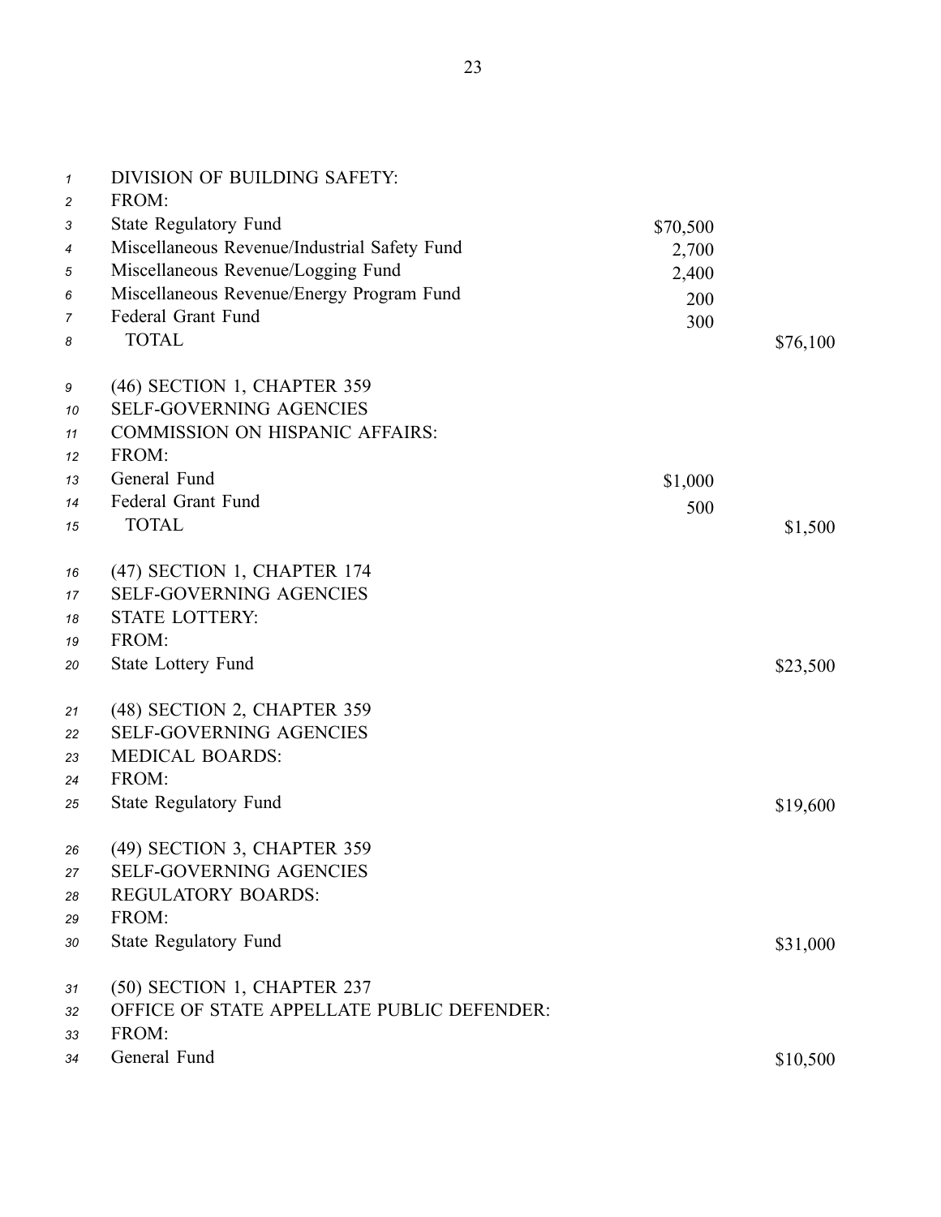DIVISION OF BUILDING SAFETY:
FROM:

| | | |
|---|---|---|
| State Regulatory Fund | $70,500 | |
| Miscellaneous Revenue/Industrial Safety Fund | 2,700 | |
| Miscellaneous Revenue/Logging Fund | 2,400 | |
| Miscellaneous Revenue/Energy Program Fund | 200 | |
| Federal Grant Fund | 300 | |
| TOTAL | | $76,100 |

(46) SECTION 1, CHAPTER 359
SELF-GOVERNING AGENCIES
COMMISSION ON HISPANIC AFFAIRS:
FROM:

| | | |
|---|---|---|
| General Fund | $1,000 | |
| Federal Grant Fund | 500 | |
| TOTAL | | $1,500 |

(47) SECTION 1, CHAPTER 174
SELF-GOVERNING AGENCIES
STATE LOTTERY:
FROM:

| | | |
|---|---|---|
| State Lottery Fund | | $23,500 |

(48) SECTION 2, CHAPTER 359
SELF-GOVERNING AGENCIES
MEDICAL BOARDS:
FROM:

| | | |
|---|---|---|
| State Regulatory Fund | | $19,600 |

(49) SECTION 3, CHAPTER 359
SELF-GOVERNING AGENCIES
REGULATORY BOARDS:
FROM:

| | | |
|---|---|---|
| State Regulatory Fund | | $31,000 |

(50) SECTION 1, CHAPTER 237
OFFICE OF STATE APPELLATE PUBLIC DEFENDER:
FROM:

| | | |
|---|---|---|
| General Fund | | $10,500 |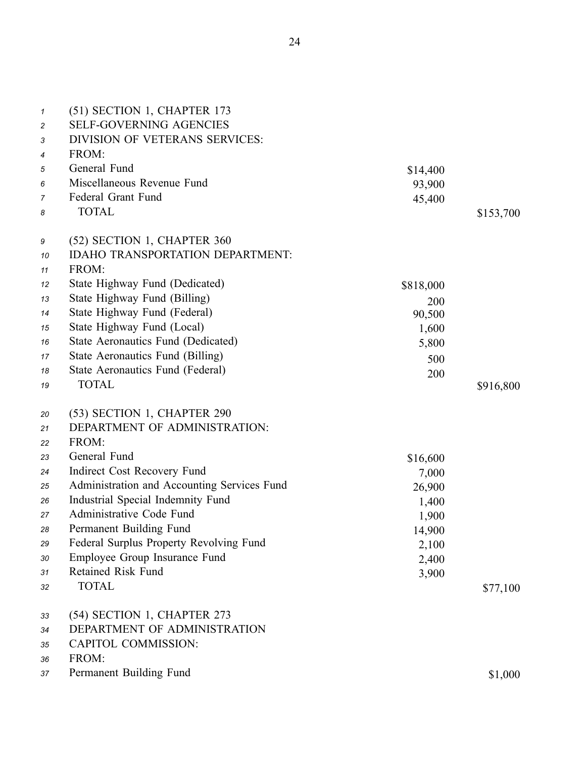(51) SECTION 1, CHAPTER 173
SELF-GOVERNING AGENCIES
DIVISION OF VETERANS SERVICES:
FROM:

| | | |
|---|---|---|
| General Fund | $14,400 | |
| Miscellaneous Revenue Fund | 93,900 | |
| Federal Grant Fund | 45,400 | |
| TOTAL | | $153,700 |

(52) SECTION 1, CHAPTER 360
IDAHO TRANSPORTATION DEPARTMENT:
FROM:

| | | |
|---|---|---|
| State Highway Fund (Dedicated) | $818,000 | |
| State Highway Fund (Billing) | 200 | |
| State Highway Fund (Federal) | 90,500 | |
| State Highway Fund (Local) | 1,600 | |
| State Aeronautics Fund (Dedicated) | 5,800 | |
| State Aeronautics Fund (Billing) | 500 | |
| State Aeronautics Fund (Federal) | 200 | |
| TOTAL | | $916,800 |

(53) SECTION 1, CHAPTER 290
DEPARTMENT OF ADMINISTRATION:
FROM:

| | | |
|---|---|---|
| General Fund | $16,600 | |
| Indirect Cost Recovery Fund | 7,000 | |
| Administration and Accounting Services Fund | 26,900 | |
| Industrial Special Indemnity Fund | 1,400 | |
| Administrative Code Fund | 1,900 | |
| Permanent Building Fund | 14,900 | |
| Federal Surplus Property Revolving Fund | 2,100 | |
| Employee Group Insurance Fund | 2,400 | |
| Retained Risk Fund | 3,900 | |
| TOTAL | | $77,100 |

(54) SECTION 1, CHAPTER 273
DEPARTMENT OF ADMINISTRATION
CAPITOL COMMISSION:
FROM:

| | | |
|---|---|---|
| Permanent Building Fund | | $1,000 |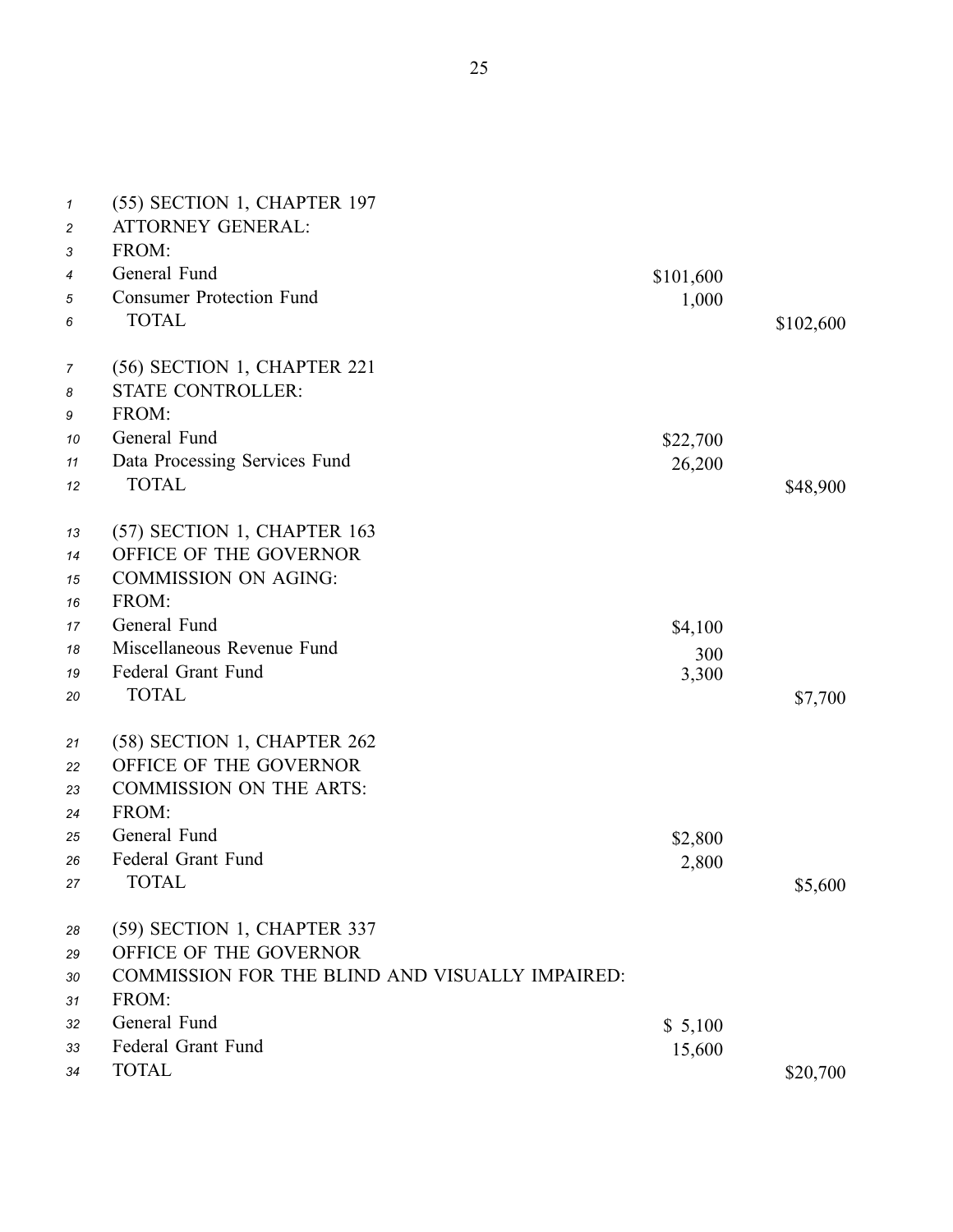(55) SECTION 1, CHAPTER 197
ATTORNEY GENERAL:
FROM:

| | | |
|---|---|---|
| General Fund | $101,600 | |
| Consumer Protection Fund | 1,000 | |
| TOTAL | | $102,600 |

(56) SECTION 1, CHAPTER 221
STATE CONTROLLER:
FROM:

| | | |
|---|---|---|
| General Fund | $22,700 | |
| Data Processing Services Fund | 26,200 | |
| TOTAL | | $48,900 |

(57) SECTION 1, CHAPTER 163
OFFICE OF THE GOVERNOR
COMMISSION ON AGING:
FROM:

| | | |
|---|---|---|
| General Fund | $4,100 | |
| Miscellaneous Revenue Fund | 300 | |
| Federal Grant Fund | 3,300 | |
| TOTAL | | $7,700 |

(58) SECTION 1, CHAPTER 262
OFFICE OF THE GOVERNOR
COMMISSION ON THE ARTS:
FROM:

| | | |
|---|---|---|
| General Fund | $2,800 | |
| Federal Grant Fund | 2,800 | |
| TOTAL | | $5,600 |

(59) SECTION 1, CHAPTER 337
OFFICE OF THE GOVERNOR
COMMISSION FOR THE BLIND AND VISUALLY IMPAIRED:
FROM:

| | | |
|---|---|---|
| General Fund | $ 5,100 | |
| Federal Grant Fund | 15,600 | |
| TOTAL | | $20,700 |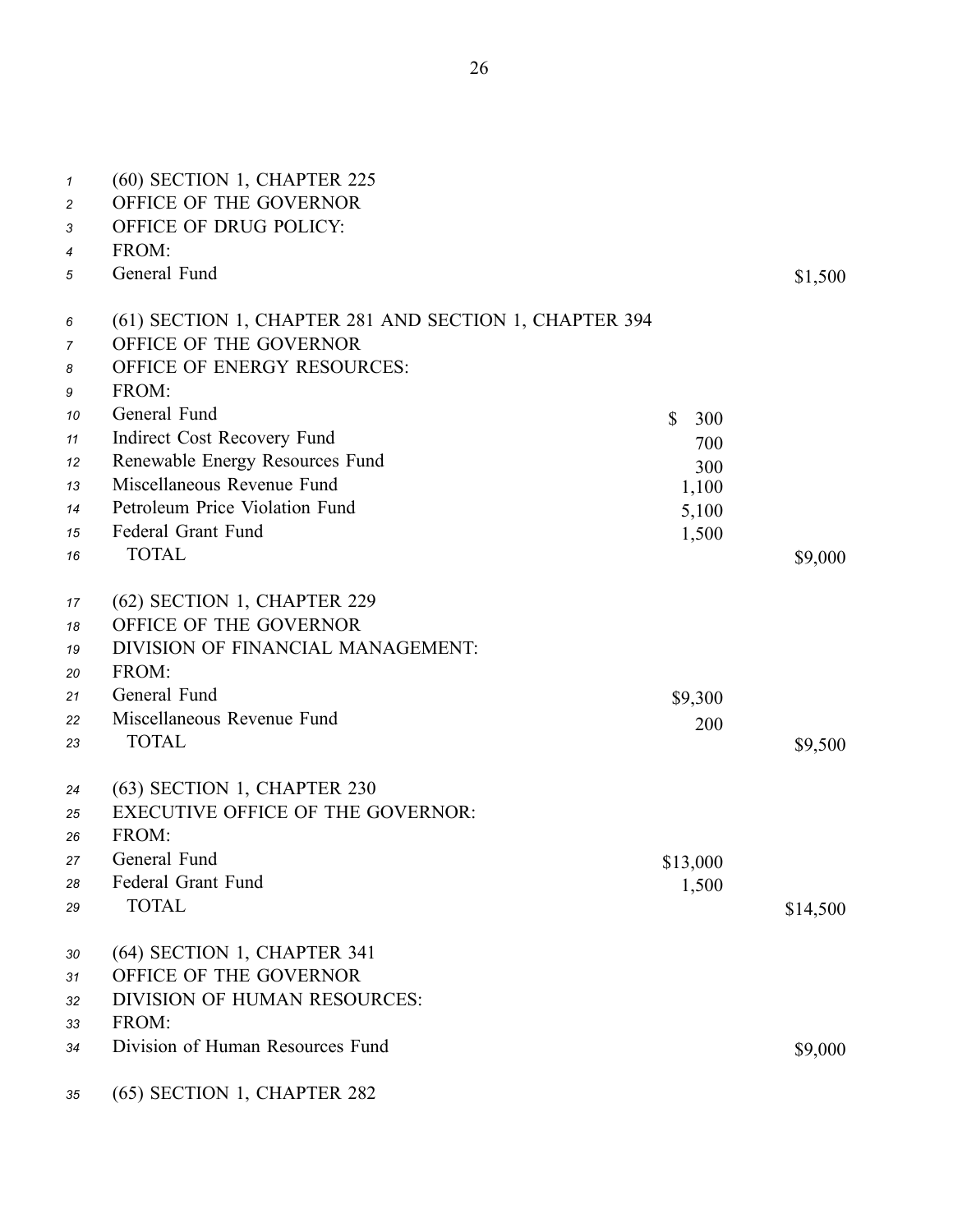(60) SECTION 1, CHAPTER 225
OFFICE OF THE GOVERNOR
OFFICE OF DRUG POLICY:
FROM:

| | | |
|---|---|---|
| General Fund | | $1,500 |

(61) SECTION 1, CHAPTER 281 AND SECTION 1, CHAPTER 394
OFFICE OF THE GOVERNOR
OFFICE OF ENERGY RESOURCES:
FROM:

| | | |
|---|---|---|
| General Fund | $ 300 | |
| Indirect Cost Recovery Fund | 700 | |
| Renewable Energy Resources Fund | 300 | |
| Miscellaneous Revenue Fund | 1,100 | |
| Petroleum Price Violation Fund | 5,100 | |
| Federal Grant Fund | 1,500 | |
| TOTAL | | $9,000 |

(62) SECTION 1, CHAPTER 229
OFFICE OF THE GOVERNOR
DIVISION OF FINANCIAL MANAGEMENT:
FROM:

| | | |
|---|---|---|
| General Fund | $9,300 | |
| Miscellaneous Revenue Fund | 200 | |
| TOTAL | | $9,500 |

(63) SECTION 1, CHAPTER 230
EXECUTIVE OFFICE OF THE GOVERNOR:
FROM:

| | | |
|---|---|---|
| General Fund | $13,000 | |
| Federal Grant Fund | 1,500 | |
| TOTAL | | $14,500 |

(64) SECTION 1, CHAPTER 341
OFFICE OF THE GOVERNOR
DIVISION OF HUMAN RESOURCES:
FROM:

| | | |
|---|---|---|
| Division of Human Resources Fund | | $9,000 |

(65) SECTION 1, CHAPTER 282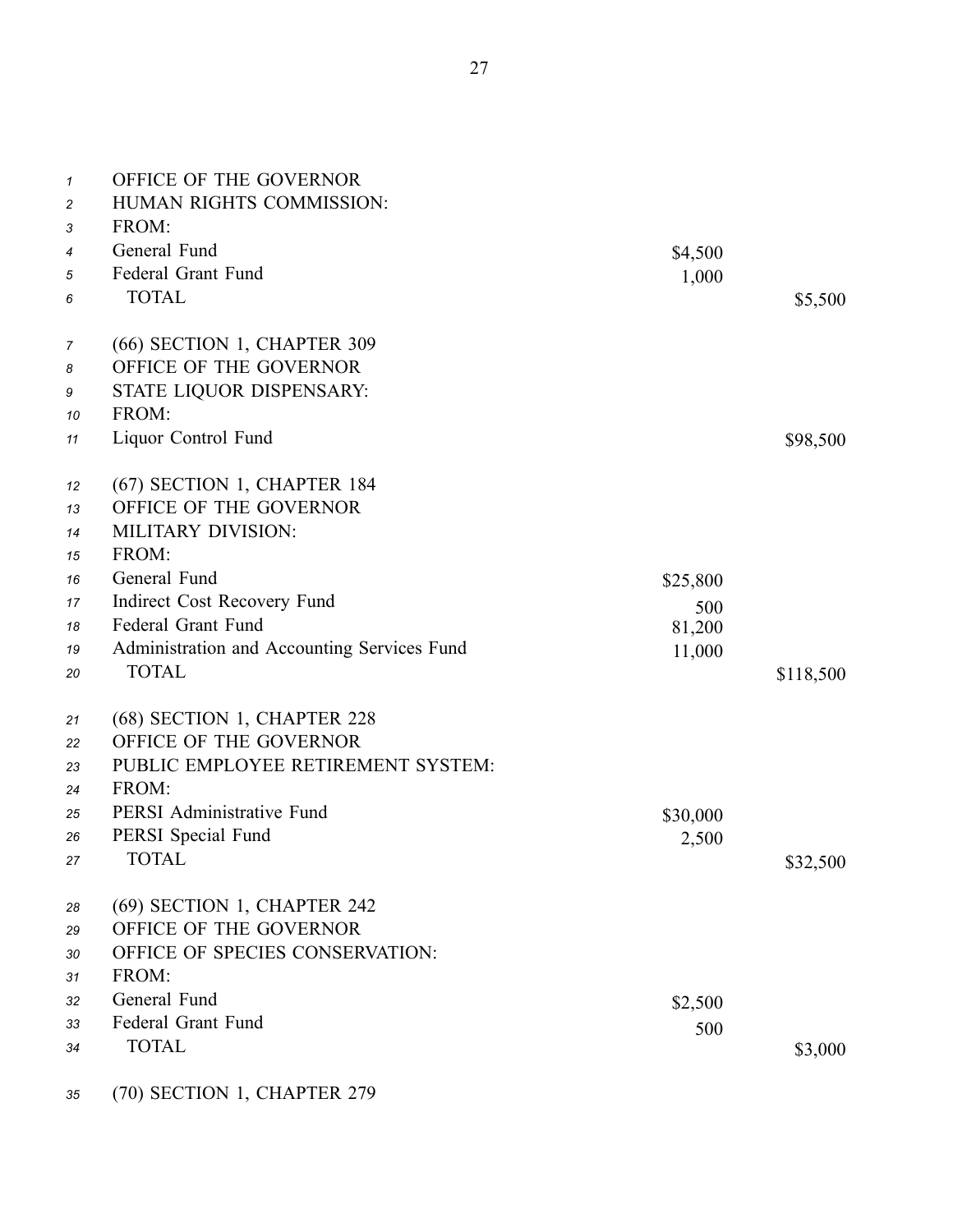OFFICE OF THE GOVERNOR
HUMAN RIGHTS COMMISSION:
FROM:

| | | |
|---|---|---|
| General Fund | $4,500 | |
| Federal Grant Fund | 1,000 | |
| TOTAL | | $5,500 |

(66) SECTION 1, CHAPTER 309
OFFICE OF THE GOVERNOR
STATE LIQUOR DISPENSARY:
FROM:

| | | |
|---|---|---|
| Liquor Control Fund | | $98,500 |

(67) SECTION 1, CHAPTER 184
OFFICE OF THE GOVERNOR
MILITARY DIVISION:
FROM:

| | | |
|---|---|---|
| General Fund | $25,800 | |
| Indirect Cost Recovery Fund | 500 | |
| Federal Grant Fund | 81,200 | |
| Administration and Accounting Services Fund | 11,000 | |
| TOTAL | | $118,500 |

(68) SECTION 1, CHAPTER 228
OFFICE OF THE GOVERNOR
PUBLIC EMPLOYEE RETIREMENT SYSTEM:
FROM:

| | | |
|---|---|---|
| PERSI Administrative Fund | $30,000 | |
| PERSI Special Fund | 2,500 | |
| TOTAL | | $32,500 |

(69) SECTION 1, CHAPTER 242
OFFICE OF THE GOVERNOR
OFFICE OF SPECIES CONSERVATION:
FROM:

| | | |
|---|---|---|
| General Fund | $2,500 | |
| Federal Grant Fund | 500 | |
| TOTAL | | $3,000 |

(70) SECTION 1, CHAPTER 279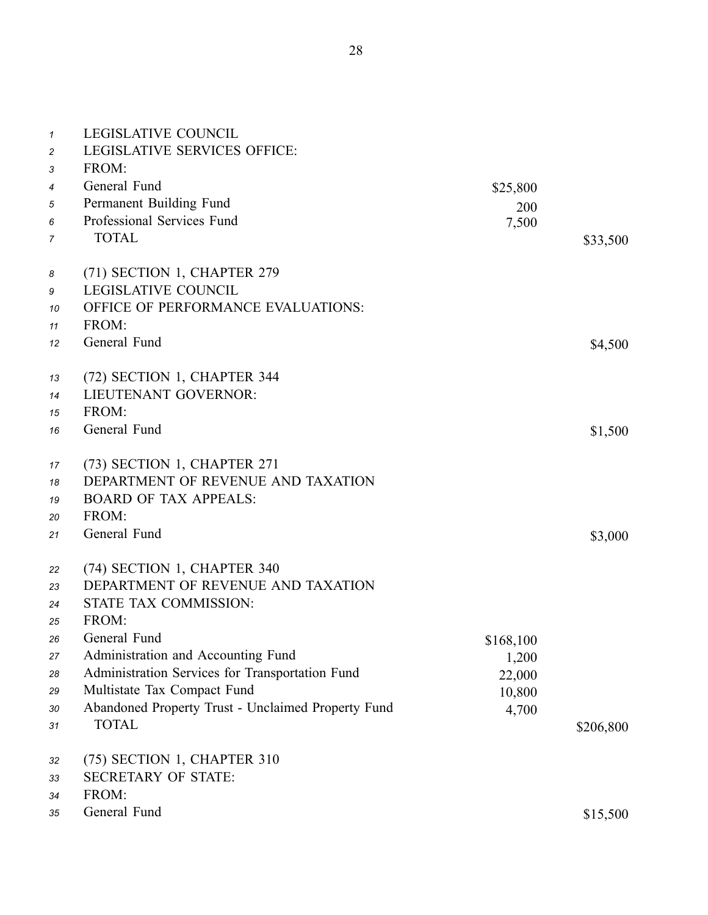LEGISLATIVE COUNCIL
LEGISLATIVE SERVICES OFFICE:
FROM:

| | | |
|---|---|---|
| General Fund | $25,800 | |
| Permanent Building Fund | 200 | |
| Professional Services Fund | 7,500 | |
| TOTAL | | $33,500 |

(71) SECTION 1, CHAPTER 279
LEGISLATIVE COUNCIL
OFFICE OF PERFORMANCE EVALUATIONS:
FROM:

| | | |
|---|---|---|
| General Fund | | $4,500 |

(72) SECTION 1, CHAPTER 344
LIEUTENANT GOVERNOR:
FROM:

| | | |
|---|---|---|
| General Fund | | $1,500 |

(73) SECTION 1, CHAPTER 271
DEPARTMENT OF REVENUE AND TAXATION
BOARD OF TAX APPEALS:
FROM:

| | | |
|---|---|---|
| General Fund | | $3,000 |

(74) SECTION 1, CHAPTER 340
DEPARTMENT OF REVENUE AND TAXATION
STATE TAX COMMISSION:
FROM:

| | | |
|---|---|---|
| General Fund | $168,100 | |
| Administration and Accounting Fund | 1,200 | |
| Administration Services for Transportation Fund | 22,000 | |
| Multistate Tax Compact Fund | 10,800 | |
| Abandoned Property Trust - Unclaimed Property Fund | 4,700 | |
| TOTAL | | $206,800 |

(75) SECTION 1, CHAPTER 310
SECRETARY OF STATE:
FROM:

| | | |
|---|---|---|
| General Fund | | $15,500 |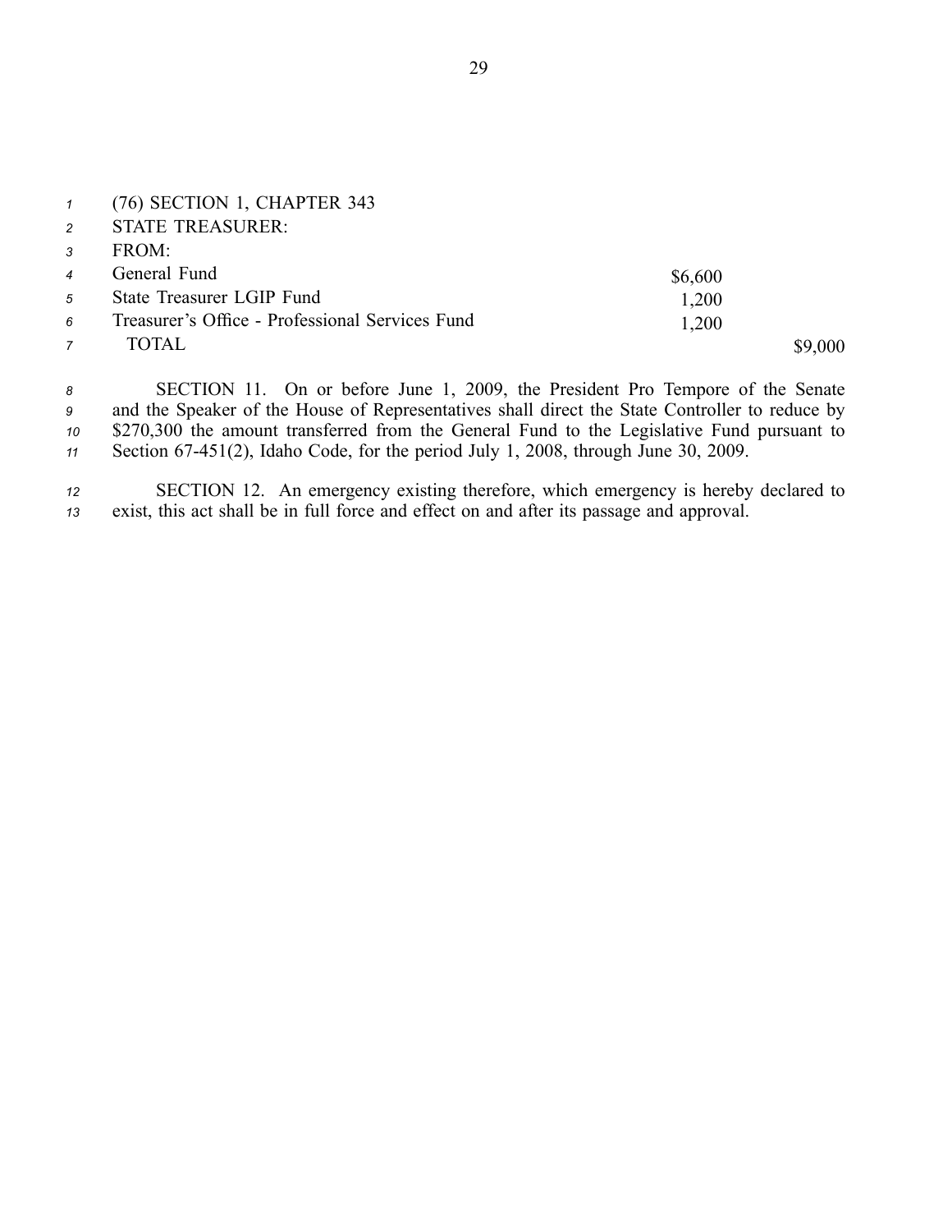(76) SECTION 1, CHAPTER 343

STATE TREASURER:

FROM:

| | | |
|---|---|---|
| General Fund | $6,600 | |
| State Treasurer LGIP Fund | 1,200 | |
| Treasurer's Office - Professional Services Fund | 1,200 | |
| TOTAL | | $9,000 |

SECTION 11. On or before June 1, 2009, the President Pro Tempore of the Senate and the Speaker of the House of Representatives shall direct the State Controller to reduce by $270,300 the amount transferred from the General Fund to the Legislative Fund pursuant to Section 67-451(2), Idaho Code, for the period July 1, 2008, through June 30, 2009.

SECTION 12. An emergency existing therefore, which emergency is hereby declared to exist, this act shall be in full force and effect on and after its passage and approval.